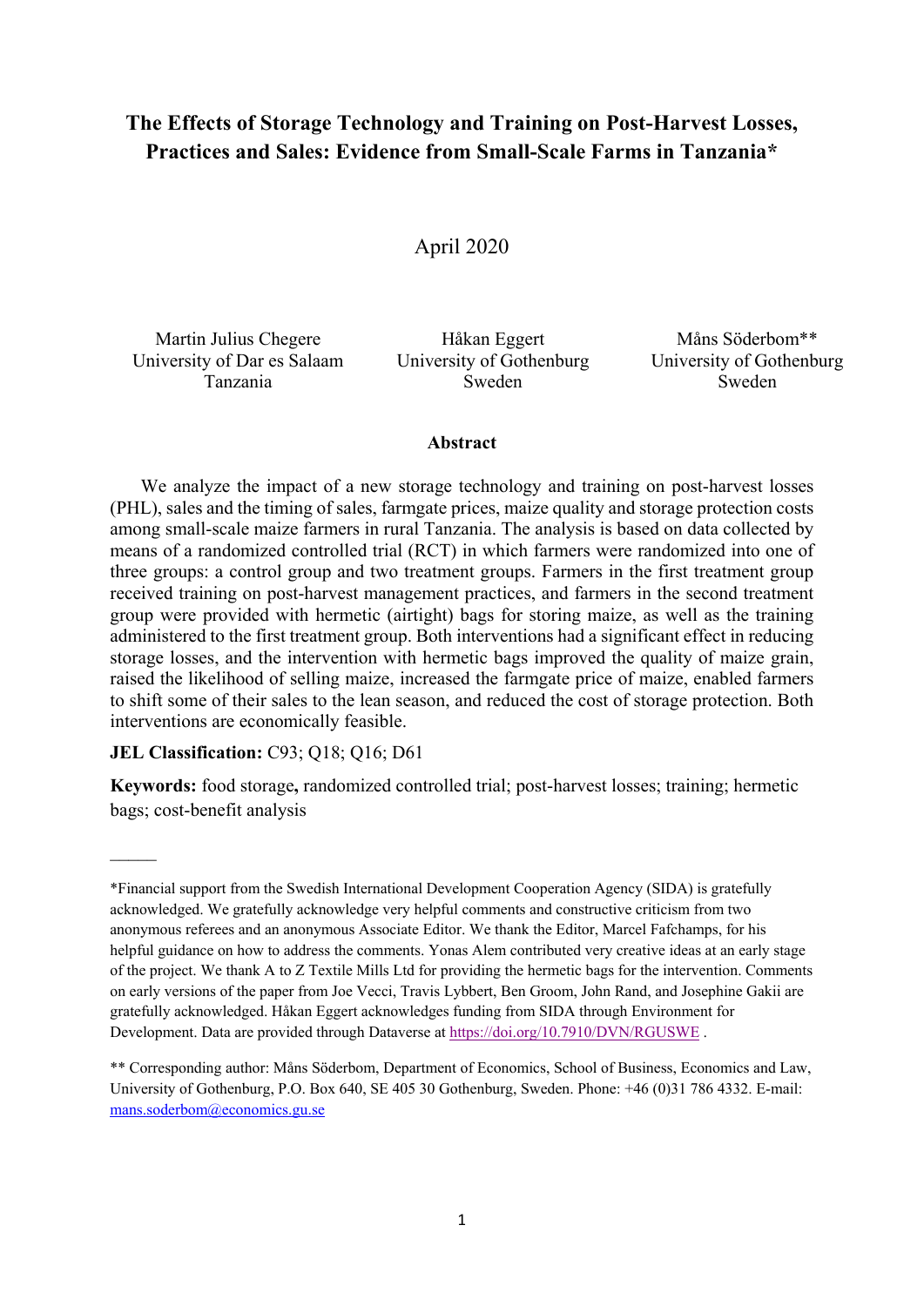# The Effects of Storage Technology and Training on Post-Harvest Losses, Practices and Sales: Evidence from Small-Scale Farms in Tanzania*

April 2020

| Martin Julius Chegere | Håkan Eggert | Måns Söderbom** |
|---|---|---|
| University of Dar es Salaam | University of Gothenburg | University of Gothenburg |
| Tanzania | Sweden | Sweden |

### Abstract

We analyze the impact of a new storage technology and training on post-harvest losses (PHL), sales and the timing of sales, farmgate prices, maize quality and storage protection costs among small-scale maize farmers in rural Tanzania. The analysis is based on data collected by means of a randomized controlled trial (RCT) in which farmers were randomized into one of three groups: a control group and two treatment groups. Farmers in the first treatment group received training on post-harvest management practices, and farmers in the second treatment group were provided with hermetic (airtight) bags for storing maize, as well as the training administered to the first treatment group. Both interventions had a significant effect in reducing storage losses, and the intervention with hermetic bags improved the quality of maize grain, raised the likelihood of selling maize, increased the farmgate price of maize, enabled farmers to shift some of their sales to the lean season, and reduced the cost of storage protection. Both interventions are economically feasible.

**JEL Classification:** C93; Q18; Q16; D61

**Keywords:** food storage**,** randomized controlled trial; post-harvest losses; training; hermetic bags; cost-benefit analysis

---

*Financial support from the Swedish International Development Cooperation Agency (SIDA) is gratefully acknowledged. We gratefully acknowledge very helpful comments and constructive criticism from two anonymous referees and an anonymous Associate Editor. We thank the Editor, Marcel Fafchamps, for his helpful guidance on how to address the comments. Yonas Alem contributed very creative ideas at an early stage of the project. We thank A to Z Textile Mills Ltd for providing the hermetic bags for the intervention. Comments on early versions of the paper from Joe Vecci, Travis Lybbert, Ben Groom, John Rand, and Josephine Gakii are gratefully acknowledged. Håkan Eggert acknowledges funding from SIDA through Environment for Development. Data are provided through Dataverse at https://doi.org/10.7910/DVN/RGUSWE .

** Corresponding author: Måns Söderbom, Department of Economics, School of Business, Economics and Law, University of Gothenburg, P.O. Box 640, SE 405 30 Gothenburg, Sweden. Phone: +46 (0)31 786 4332. E-mail: mans.soderbom@economics.gu.se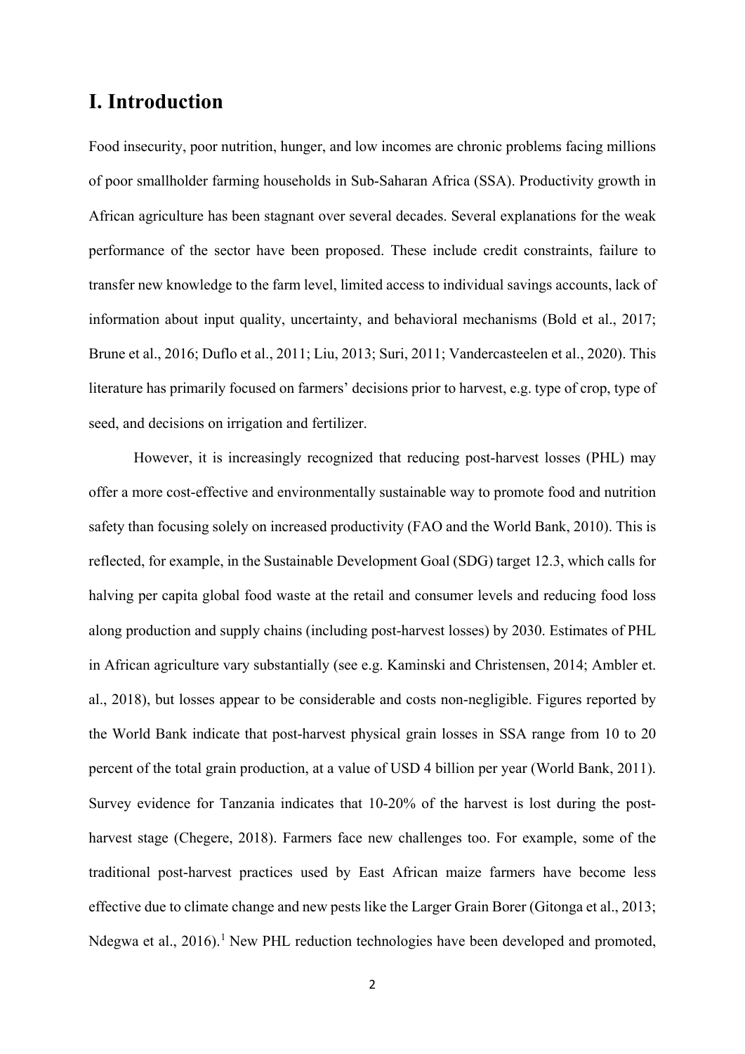# I. Introduction

Food insecurity, poor nutrition, hunger, and low incomes are chronic problems facing millions of poor smallholder farming households in Sub-Saharan Africa (SSA). Productivity growth in African agriculture has been stagnant over several decades. Several explanations for the weak performance of the sector have been proposed. These include credit constraints, failure to transfer new knowledge to the farm level, limited access to individual savings accounts, lack of information about input quality, uncertainty, and behavioral mechanisms (Bold et al., 2017; Brune et al., 2016; Duflo et al., 2011; Liu, 2013; Suri, 2011; Vandercasteelen et al., 2020). This literature has primarily focused on farmers' decisions prior to harvest, e.g. type of crop, type of seed, and decisions on irrigation and fertilizer.

However, it is increasingly recognized that reducing post-harvest losses (PHL) may offer a more cost-effective and environmentally sustainable way to promote food and nutrition safety than focusing solely on increased productivity (FAO and the World Bank, 2010). This is reflected, for example, in the Sustainable Development Goal (SDG) target 12.3, which calls for halving per capita global food waste at the retail and consumer levels and reducing food loss along production and supply chains (including post-harvest losses) by 2030. Estimates of PHL in African agriculture vary substantially (see e.g. Kaminski and Christensen, 2014; Ambler et. al., 2018), but losses appear to be considerable and costs non-negligible. Figures reported by the World Bank indicate that post-harvest physical grain losses in SSA range from 10 to 20 percent of the total grain production, at a value of USD 4 billion per year (World Bank, 2011). Survey evidence for Tanzania indicates that 10-20% of the harvest is lost during the post-harvest stage (Chegere, 2018). Farmers face new challenges too. For example, some of the traditional post-harvest practices used by East African maize farmers have become less effective due to climate change and new pests like the Larger Grain Borer (Gitonga et al., 2013; Ndegwa et al., 2016).[1] New PHL reduction technologies have been developed and promoted,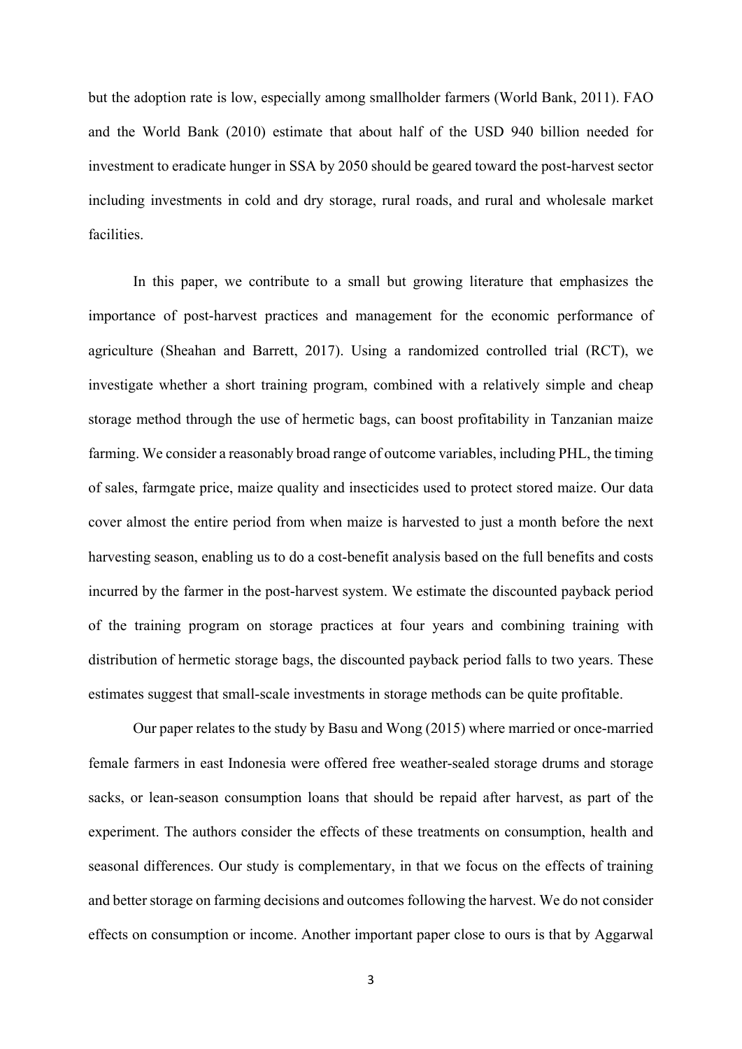but the adoption rate is low, especially among smallholder farmers (World Bank, 2011). FAO and the World Bank (2010) estimate that about half of the USD 940 billion needed for investment to eradicate hunger in SSA by 2050 should be geared toward the post-harvest sector including investments in cold and dry storage, rural roads, and rural and wholesale market facilities.

In this paper, we contribute to a small but growing literature that emphasizes the importance of post-harvest practices and management for the economic performance of agriculture (Sheahan and Barrett, 2017). Using a randomized controlled trial (RCT), we investigate whether a short training program, combined with a relatively simple and cheap storage method through the use of hermetic bags, can boost profitability in Tanzanian maize farming. We consider a reasonably broad range of outcome variables, including PHL, the timing of sales, farmgate price, maize quality and insecticides used to protect stored maize. Our data cover almost the entire period from when maize is harvested to just a month before the next harvesting season, enabling us to do a cost-benefit analysis based on the full benefits and costs incurred by the farmer in the post-harvest system. We estimate the discounted payback period of the training program on storage practices at four years and combining training with distribution of hermetic storage bags, the discounted payback period falls to two years. These estimates suggest that small-scale investments in storage methods can be quite profitable.

Our paper relates to the study by Basu and Wong (2015) where married or once-married female farmers in east Indonesia were offered free weather-sealed storage drums and storage sacks, or lean-season consumption loans that should be repaid after harvest, as part of the experiment. The authors consider the effects of these treatments on consumption, health and seasonal differences. Our study is complementary, in that we focus on the effects of training and better storage on farming decisions and outcomes following the harvest. We do not consider effects on consumption or income. Another important paper close to ours is that by Aggarwal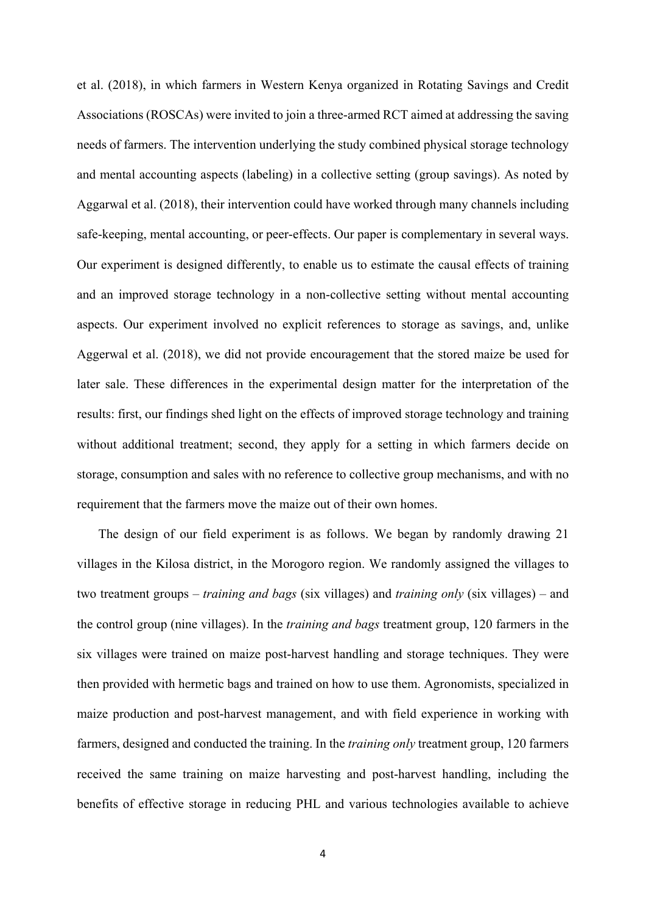et al. (2018), in which farmers in Western Kenya organized in Rotating Savings and Credit Associations (ROSCAs) were invited to join a three-armed RCT aimed at addressing the saving needs of farmers. The intervention underlying the study combined physical storage technology and mental accounting aspects (labeling) in a collective setting (group savings). As noted by Aggarwal et al. (2018), their intervention could have worked through many channels including safe-keeping, mental accounting, or peer-effects. Our paper is complementary in several ways. Our experiment is designed differently, to enable us to estimate the causal effects of training and an improved storage technology in a non-collective setting without mental accounting aspects. Our experiment involved no explicit references to storage as savings, and, unlike Aggerwal et al. (2018), we did not provide encouragement that the stored maize be used for later sale. These differences in the experimental design matter for the interpretation of the results: first, our findings shed light on the effects of improved storage technology and training without additional treatment; second, they apply for a setting in which farmers decide on storage, consumption and sales with no reference to collective group mechanisms, and with no requirement that the farmers move the maize out of their own homes.

The design of our field experiment is as follows. We began by randomly drawing 21 villages in the Kilosa district, in the Morogoro region. We randomly assigned the villages to two treatment groups – *training and bags* (six villages) and *training only* (six villages) – and the control group (nine villages). In the *training and bags* treatment group, 120 farmers in the six villages were trained on maize post-harvest handling and storage techniques. They were then provided with hermetic bags and trained on how to use them. Agronomists, specialized in maize production and post-harvest management, and with field experience in working with farmers, designed and conducted the training. In the *training only* treatment group, 120 farmers received the same training on maize harvesting and post-harvest handling, including the benefits of effective storage in reducing PHL and various technologies available to achieve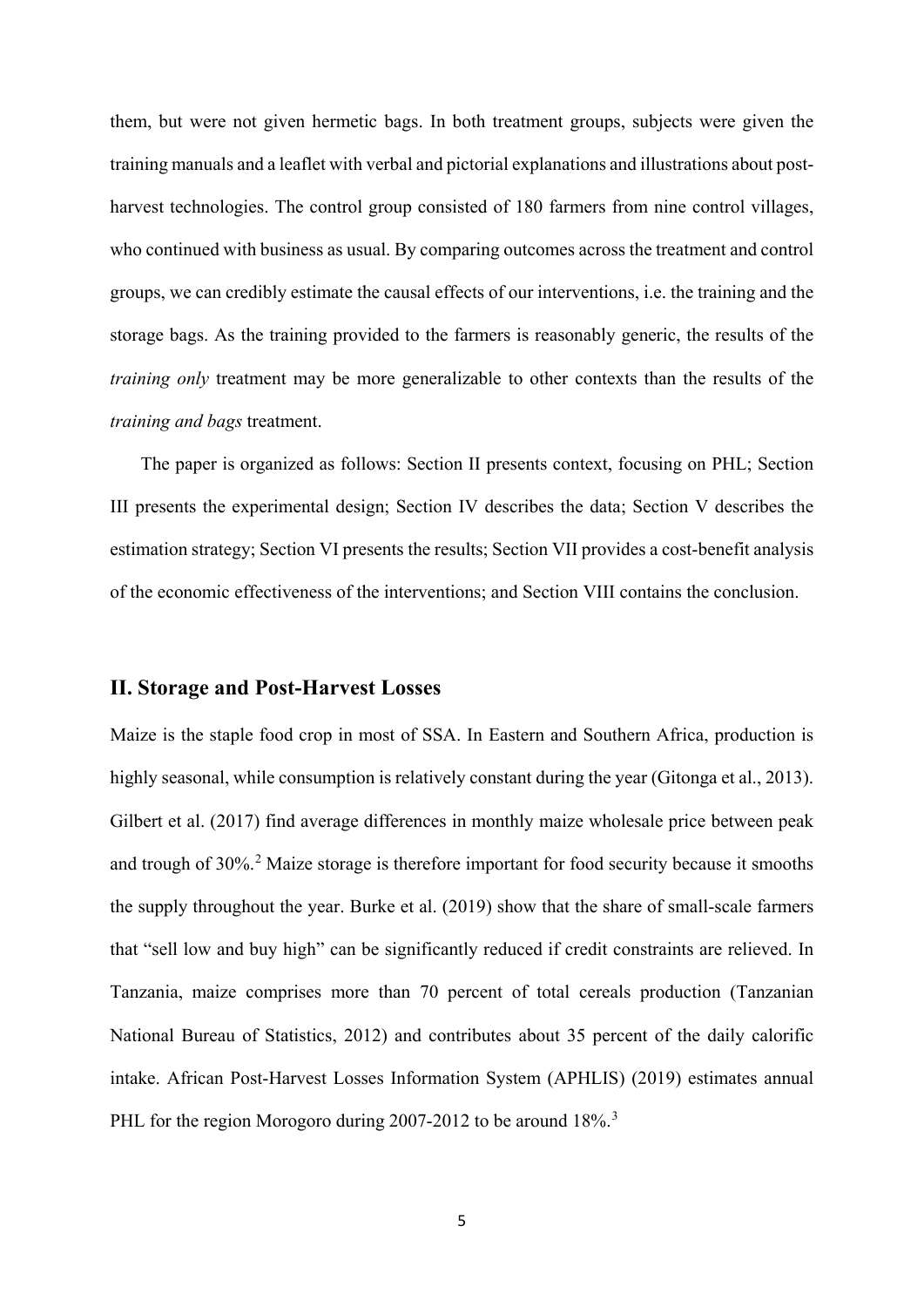them, but were not given hermetic bags. In both treatment groups, subjects were given the training manuals and a leaflet with verbal and pictorial explanations and illustrations about post-harvest technologies. The control group consisted of 180 farmers from nine control villages, who continued with business as usual. By comparing outcomes across the treatment and control groups, we can credibly estimate the causal effects of our interventions, i.e. the training and the storage bags. As the training provided to the farmers is reasonably generic, the results of the *training only* treatment may be more generalizable to other contexts than the results of the *training and bags* treatment.

The paper is organized as follows: Section II presents context, focusing on PHL; Section III presents the experimental design; Section IV describes the data; Section V describes the estimation strategy; Section VI presents the results; Section VII provides a cost-benefit analysis of the economic effectiveness of the interventions; and Section VIII contains the conclusion.

## II. Storage and Post-Harvest Losses

Maize is the staple food crop in most of SSA. In Eastern and Southern Africa, production is highly seasonal, while consumption is relatively constant during the year (Gitonga et al., 2013). Gilbert et al. (2017) find average differences in monthly maize wholesale price between peak and trough of 30%.[2] Maize storage is therefore important for food security because it smooths the supply throughout the year. Burke et al. (2019) show that the share of small-scale farmers that "sell low and buy high" can be significantly reduced if credit constraints are relieved. In Tanzania, maize comprises more than 70 percent of total cereals production (Tanzanian National Bureau of Statistics, 2012) and contributes about 35 percent of the daily calorific intake. African Post-Harvest Losses Information System (APHLIS) (2019) estimates annual PHL for the region Morogoro during 2007-2012 to be around 18%.[3]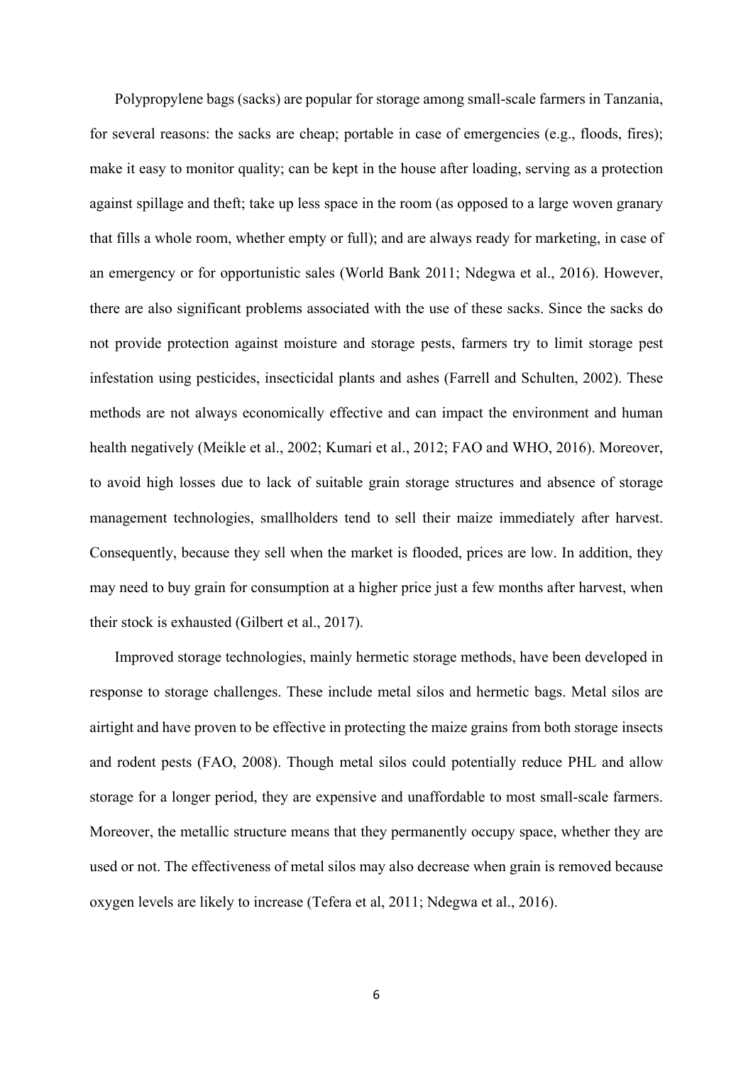Polypropylene bags (sacks) are popular for storage among small-scale farmers in Tanzania, for several reasons: the sacks are cheap; portable in case of emergencies (e.g., floods, fires); make it easy to monitor quality; can be kept in the house after loading, serving as a protection against spillage and theft; take up less space in the room (as opposed to a large woven granary that fills a whole room, whether empty or full); and are always ready for marketing, in case of an emergency or for opportunistic sales (World Bank 2011; Ndegwa et al., 2016). However, there are also significant problems associated with the use of these sacks. Since the sacks do not provide protection against moisture and storage pests, farmers try to limit storage pest infestation using pesticides, insecticidal plants and ashes (Farrell and Schulten, 2002). These methods are not always economically effective and can impact the environment and human health negatively (Meikle et al., 2002; Kumari et al., 2012; FAO and WHO, 2016). Moreover, to avoid high losses due to lack of suitable grain storage structures and absence of storage management technologies, smallholders tend to sell their maize immediately after harvest. Consequently, because they sell when the market is flooded, prices are low. In addition, they may need to buy grain for consumption at a higher price just a few months after harvest, when their stock is exhausted (Gilbert et al., 2017).

Improved storage technologies, mainly hermetic storage methods, have been developed in response to storage challenges. These include metal silos and hermetic bags. Metal silos are airtight and have proven to be effective in protecting the maize grains from both storage insects and rodent pests (FAO, 2008). Though metal silos could potentially reduce PHL and allow storage for a longer period, they are expensive and unaffordable to most small-scale farmers. Moreover, the metallic structure means that they permanently occupy space, whether they are used or not. The effectiveness of metal silos may also decrease when grain is removed because oxygen levels are likely to increase (Tefera et al, 2011; Ndegwa et al., 2016).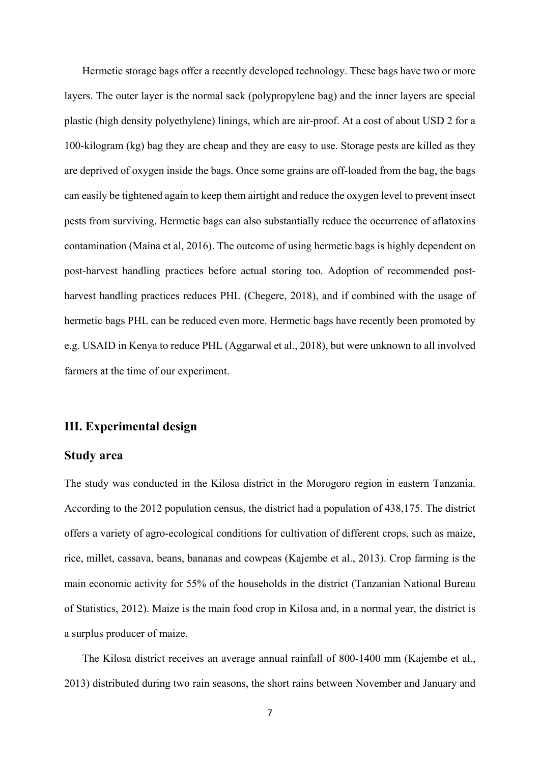Hermetic storage bags offer a recently developed technology. These bags have two or more layers. The outer layer is the normal sack (polypropylene bag) and the inner layers are special plastic (high density polyethylene) linings, which are air-proof. At a cost of about USD 2 for a 100-kilogram (kg) bag they are cheap and they are easy to use. Storage pests are killed as they are deprived of oxygen inside the bags. Once some grains are off-loaded from the bag, the bags can easily be tightened again to keep them airtight and reduce the oxygen level to prevent insect pests from surviving. Hermetic bags can also substantially reduce the occurrence of aflatoxins contamination (Maina et al, 2016). The outcome of using hermetic bags is highly dependent on post-harvest handling practices before actual storing too. Adoption of recommended post-harvest handling practices reduces PHL (Chegere, 2018), and if combined with the usage of hermetic bags PHL can be reduced even more. Hermetic bags have recently been promoted by e.g. USAID in Kenya to reduce PHL (Aggarwal et al., 2018), but were unknown to all involved farmers at the time of our experiment.

## III. Experimental design

### Study area

The study was conducted in the Kilosa district in the Morogoro region in eastern Tanzania. According to the 2012 population census, the district had a population of 438,175. The district offers a variety of agro-ecological conditions for cultivation of different crops, such as maize, rice, millet, cassava, beans, bananas and cowpeas (Kajembe et al., 2013). Crop farming is the main economic activity for 55% of the households in the district (Tanzanian National Bureau of Statistics, 2012). Maize is the main food crop in Kilosa and, in a normal year, the district is a surplus producer of maize.

The Kilosa district receives an average annual rainfall of 800-1400 mm (Kajembe et al., 2013) distributed during two rain seasons, the short rains between November and January and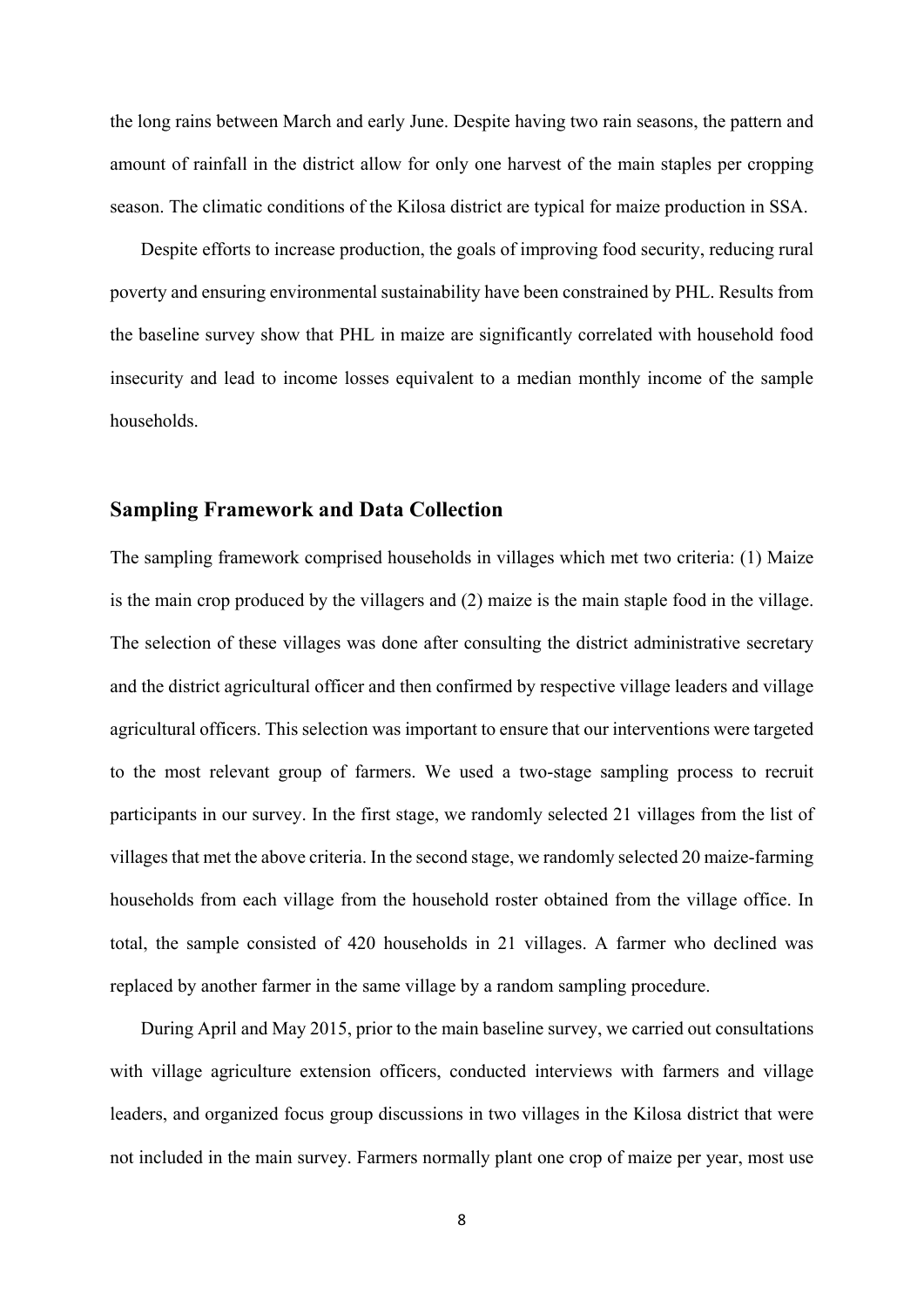the long rains between March and early June. Despite having two rain seasons, the pattern and amount of rainfall in the district allow for only one harvest of the main staples per cropping season. The climatic conditions of the Kilosa district are typical for maize production in SSA.

Despite efforts to increase production, the goals of improving food security, reducing rural poverty and ensuring environmental sustainability have been constrained by PHL. Results from the baseline survey show that PHL in maize are significantly correlated with household food insecurity and lead to income losses equivalent to a median monthly income of the sample households.

## Sampling Framework and Data Collection

The sampling framework comprised households in villages which met two criteria: (1) Maize is the main crop produced by the villagers and (2) maize is the main staple food in the village. The selection of these villages was done after consulting the district administrative secretary and the district agricultural officer and then confirmed by respective village leaders and village agricultural officers. This selection was important to ensure that our interventions were targeted to the most relevant group of farmers. We used a two-stage sampling process to recruit participants in our survey. In the first stage, we randomly selected 21 villages from the list of villages that met the above criteria. In the second stage, we randomly selected 20 maize-farming households from each village from the household roster obtained from the village office. In total, the sample consisted of 420 households in 21 villages. A farmer who declined was replaced by another farmer in the same village by a random sampling procedure.

During April and May 2015, prior to the main baseline survey, we carried out consultations with village agriculture extension officers, conducted interviews with farmers and village leaders, and organized focus group discussions in two villages in the Kilosa district that were not included in the main survey. Farmers normally plant one crop of maize per year, most use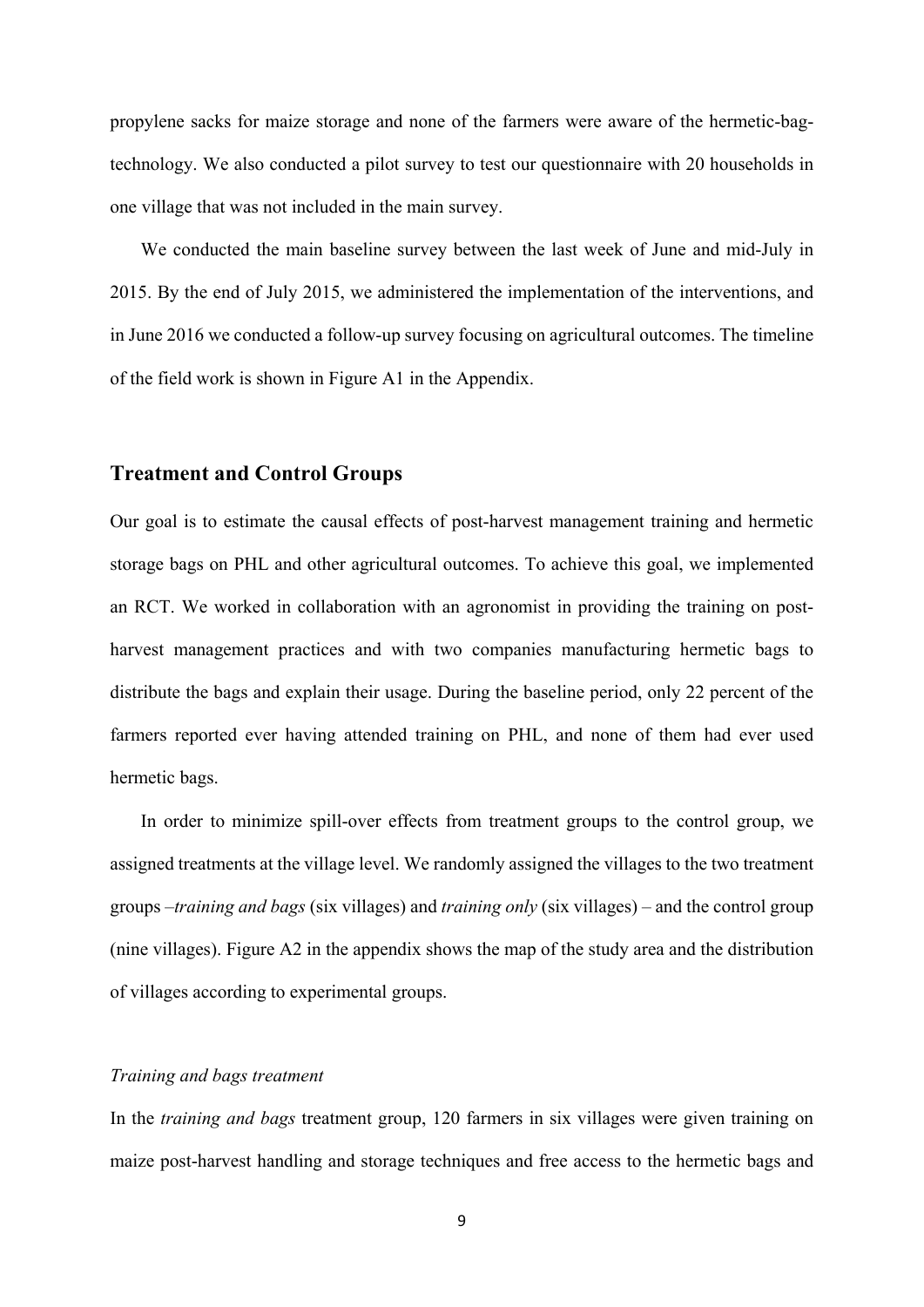propylene sacks for maize storage and none of the farmers were aware of the hermetic-bag-technology. We also conducted a pilot survey to test our questionnaire with 20 households in one village that was not included in the main survey.

We conducted the main baseline survey between the last week of June and mid-July in 2015. By the end of July 2015, we administered the implementation of the interventions, and in June 2016 we conducted a follow-up survey focusing on agricultural outcomes. The timeline of the field work is shown in Figure A1 in the Appendix.

## Treatment and Control Groups

Our goal is to estimate the causal effects of post-harvest management training and hermetic storage bags on PHL and other agricultural outcomes. To achieve this goal, we implemented an RCT. We worked in collaboration with an agronomist in providing the training on post-harvest management practices and with two companies manufacturing hermetic bags to distribute the bags and explain their usage. During the baseline period, only 22 percent of the farmers reported ever having attended training on PHL, and none of them had ever used hermetic bags.

In order to minimize spill-over effects from treatment groups to the control group, we assigned treatments at the village level. We randomly assigned the villages to the two treatment groups –*training and bags* (six villages) and *training only* (six villages) – and the control group (nine villages). Figure A2 in the appendix shows the map of the study area and the distribution of villages according to experimental groups.

### *Training and bags treatment*

In the *training and bags* treatment group, 120 farmers in six villages were given training on maize post-harvest handling and storage techniques and free access to the hermetic bags and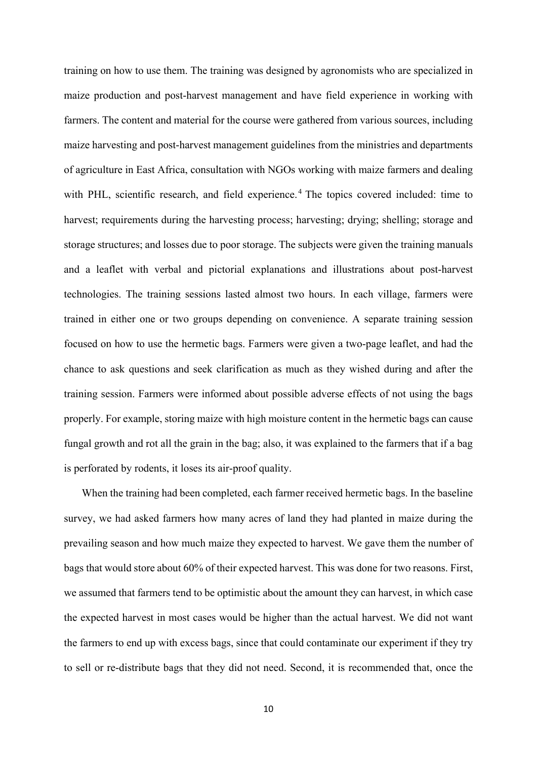training on how to use them. The training was designed by agronomists who are specialized in maize production and post-harvest management and have field experience in working with farmers. The content and material for the course were gathered from various sources, including maize harvesting and post-harvest management guidelines from the ministries and departments of agriculture in East Africa, consultation with NGOs working with maize farmers and dealing with PHL, scientific research, and field experience.[4] The topics covered included: time to harvest; requirements during the harvesting process; harvesting; drying; shelling; storage and storage structures; and losses due to poor storage. The subjects were given the training manuals and a leaflet with verbal and pictorial explanations and illustrations about post-harvest technologies. The training sessions lasted almost two hours. In each village, farmers were trained in either one or two groups depending on convenience. A separate training session focused on how to use the hermetic bags. Farmers were given a two-page leaflet, and had the chance to ask questions and seek clarification as much as they wished during and after the training session. Farmers were informed about possible adverse effects of not using the bags properly. For example, storing maize with high moisture content in the hermetic bags can cause fungal growth and rot all the grain in the bag; also, it was explained to the farmers that if a bag is perforated by rodents, it loses its air-proof quality.

When the training had been completed, each farmer received hermetic bags. In the baseline survey, we had asked farmers how many acres of land they had planted in maize during the prevailing season and how much maize they expected to harvest. We gave them the number of bags that would store about 60% of their expected harvest. This was done for two reasons. First, we assumed that farmers tend to be optimistic about the amount they can harvest, in which case the expected harvest in most cases would be higher than the actual harvest. We did not want the farmers to end up with excess bags, since that could contaminate our experiment if they try to sell or re-distribute bags that they did not need. Second, it is recommended that, once the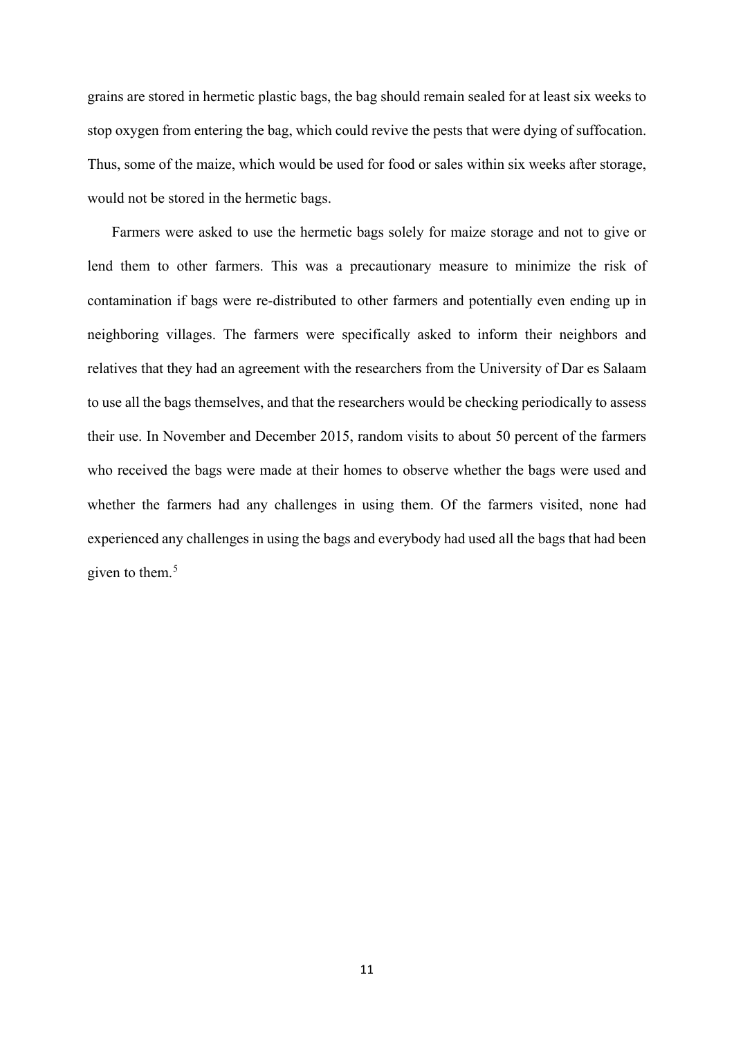grains are stored in hermetic plastic bags, the bag should remain sealed for at least six weeks to stop oxygen from entering the bag, which could revive the pests that were dying of suffocation. Thus, some of the maize, which would be used for food or sales within six weeks after storage, would not be stored in the hermetic bags.

Farmers were asked to use the hermetic bags solely for maize storage and not to give or lend them to other farmers. This was a precautionary measure to minimize the risk of contamination if bags were re-distributed to other farmers and potentially even ending up in neighboring villages. The farmers were specifically asked to inform their neighbors and relatives that they had an agreement with the researchers from the University of Dar es Salaam to use all the bags themselves, and that the researchers would be checking periodically to assess their use. In November and December 2015, random visits to about 50 percent of the farmers who received the bags were made at their homes to observe whether the bags were used and whether the farmers had any challenges in using them. Of the farmers visited, none had experienced any challenges in using the bags and everybody had used all the bags that had been given to them.[5]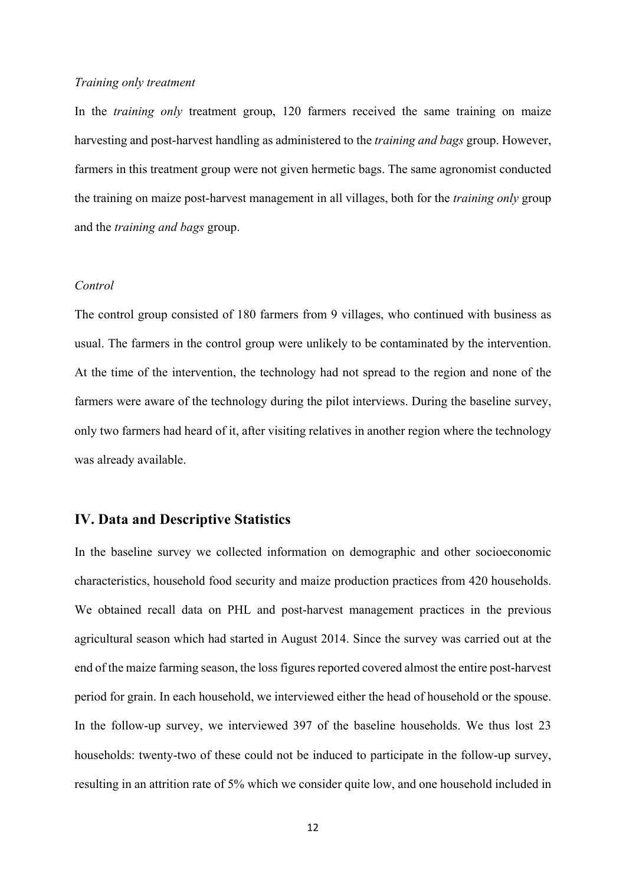*Training only treatment*

In the *training only* treatment group, 120 farmers received the same training on maize harvesting and post-harvest handling as administered to the *training and bags* group. However, farmers in this treatment group were not given hermetic bags. The same agronomist conducted the training on maize post-harvest management in all villages, both for the *training only* group and the *training and bags* group.

*Control*

The control group consisted of 180 farmers from 9 villages, who continued with business as usual. The farmers in the control group were unlikely to be contaminated by the intervention. At the time of the intervention, the technology had not spread to the region and none of the farmers were aware of the technology during the pilot interviews. During the baseline survey, only two farmers had heard of it, after visiting relatives in another region where the technology was already available.

## IV. Data and Descriptive Statistics

In the baseline survey we collected information on demographic and other socioeconomic characteristics, household food security and maize production practices from 420 households. We obtained recall data on PHL and post-harvest management practices in the previous agricultural season which had started in August 2014. Since the survey was carried out at the end of the maize farming season, the loss figures reported covered almost the entire post-harvest period for grain. In each household, we interviewed either the head of household or the spouse. In the follow-up survey, we interviewed 397 of the baseline households. We thus lost 23 households: twenty-two of these could not be induced to participate in the follow-up survey, resulting in an attrition rate of 5% which we consider quite low, and one household included in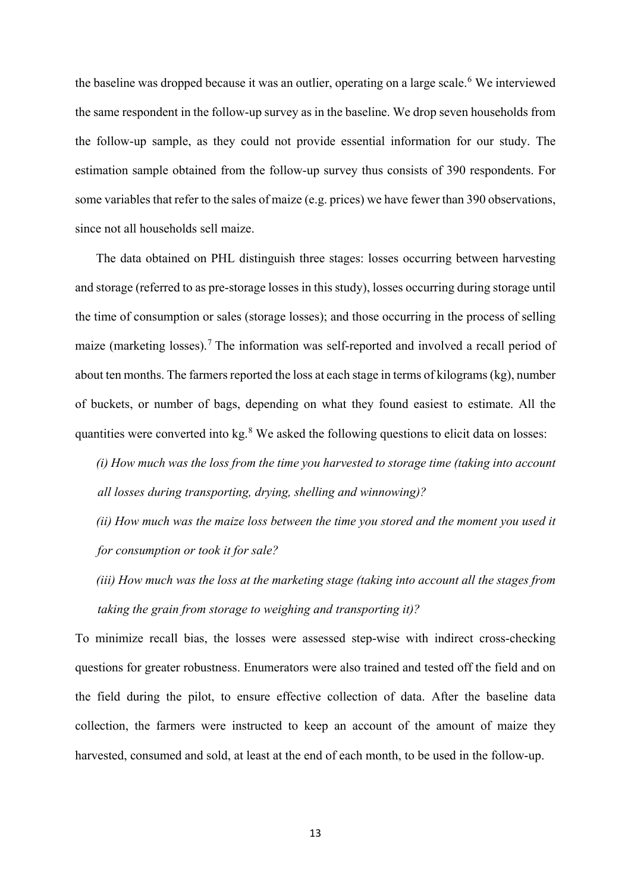the baseline was dropped because it was an outlier, operating on a large scale.[6] We interviewed the same respondent in the follow-up survey as in the baseline. We drop seven households from the follow-up sample, as they could not provide essential information for our study. The estimation sample obtained from the follow-up survey thus consists of 390 respondents. For some variables that refer to the sales of maize (e.g. prices) we have fewer than 390 observations, since not all households sell maize.

The data obtained on PHL distinguish three stages: losses occurring between harvesting and storage (referred to as pre-storage losses in this study), losses occurring during storage until the time of consumption or sales (storage losses); and those occurring in the process of selling maize (marketing losses).[7] The information was self-reported and involved a recall period of about ten months. The farmers reported the loss at each stage in terms of kilograms (kg), number of buckets, or number of bags, depending on what they found easiest to estimate. All the quantities were converted into kg.[8] We asked the following questions to elicit data on losses:

*(i) How much was the loss from the time you harvested to storage time (taking into account all losses during transporting, drying, shelling and winnowing)?*

*(ii) How much was the maize loss between the time you stored and the moment you used it for consumption or took it for sale?*

*(iii) How much was the loss at the marketing stage (taking into account all the stages from taking the grain from storage to weighing and transporting it)?*

To minimize recall bias, the losses were assessed step-wise with indirect cross-checking questions for greater robustness. Enumerators were also trained and tested off the field and on the field during the pilot, to ensure effective collection of data. After the baseline data collection, the farmers were instructed to keep an account of the amount of maize they harvested, consumed and sold, at least at the end of each month, to be used in the follow-up.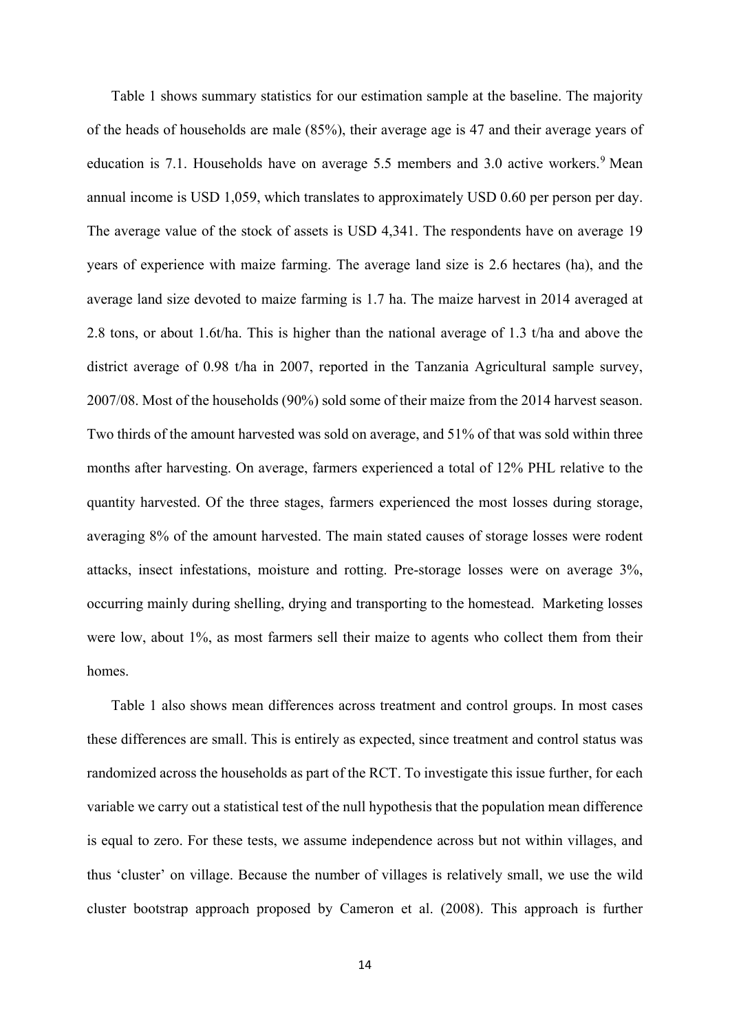Table 1 shows summary statistics for our estimation sample at the baseline. The majority of the heads of households are male (85%), their average age is 47 and their average years of education is 7.1. Households have on average 5.5 members and 3.0 active workers.[9] Mean annual income is USD 1,059, which translates to approximately USD 0.60 per person per day. The average value of the stock of assets is USD 4,341. The respondents have on average 19 years of experience with maize farming. The average land size is 2.6 hectares (ha), and the average land size devoted to maize farming is 1.7 ha. The maize harvest in 2014 averaged at 2.8 tons, or about 1.6t/ha. This is higher than the national average of 1.3 t/ha and above the district average of 0.98 t/ha in 2007, reported in the Tanzania Agricultural sample survey, 2007/08. Most of the households (90%) sold some of their maize from the 2014 harvest season. Two thirds of the amount harvested was sold on average, and 51% of that was sold within three months after harvesting. On average, farmers experienced a total of 12% PHL relative to the quantity harvested. Of the three stages, farmers experienced the most losses during storage, averaging 8% of the amount harvested. The main stated causes of storage losses were rodent attacks, insect infestations, moisture and rotting. Pre-storage losses were on average 3%, occurring mainly during shelling, drying and transporting to the homestead. Marketing losses were low, about 1%, as most farmers sell their maize to agents who collect them from their homes.

Table 1 also shows mean differences across treatment and control groups. In most cases these differences are small. This is entirely as expected, since treatment and control status was randomized across the households as part of the RCT. To investigate this issue further, for each variable we carry out a statistical test of the null hypothesis that the population mean difference is equal to zero. For these tests, we assume independence across but not within villages, and thus 'cluster' on village. Because the number of villages is relatively small, we use the wild cluster bootstrap approach proposed by Cameron et al. (2008). This approach is further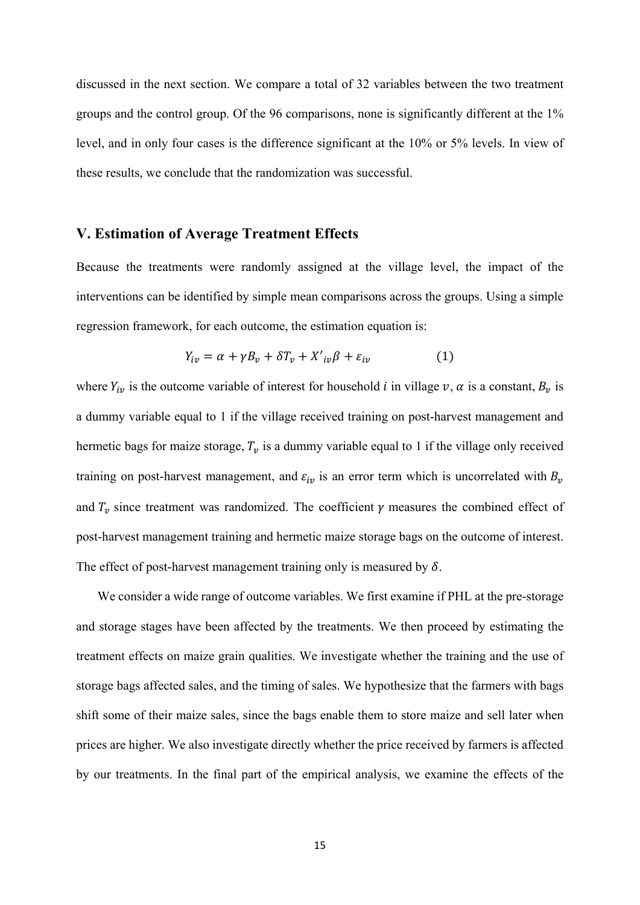discussed in the next section. We compare a total of 32 variables between the two treatment groups and the control group. Of the 96 comparisons, none is significantly different at the 1% level, and in only four cases is the difference significant at the 10% or 5% levels. In view of these results, we conclude that the randomization was successful.

## V. Estimation of Average Treatment Effects

Because the treatments were randomly assigned at the village level, the impact of the interventions can be identified by simple mean comparisons across the groups. Using a simple regression framework, for each outcome, the estimation equation is:

$$Y_{iv} = \alpha + \gamma B_v + \delta T_v + X'_{iv}\beta + \varepsilon_{iv} \qquad (1)$$

where $Y_{iv}$ is the outcome variable of interest for household $i$ in village $v$, $\alpha$ is a constant, $B_v$ is a dummy variable equal to 1 if the village received training on post-harvest management and hermetic bags for maize storage, $T_v$ is a dummy variable equal to 1 if the village only received training on post-harvest management, and $\varepsilon_{iv}$ is an error term which is uncorrelated with $B_v$ and $T_v$ since treatment was randomized. The coefficient $\gamma$ measures the combined effect of post-harvest management training and hermetic maize storage bags on the outcome of interest. The effect of post-harvest management training only is measured by $\delta$.

We consider a wide range of outcome variables. We first examine if PHL at the pre-storage and storage stages have been affected by the treatments. We then proceed by estimating the treatment effects on maize grain qualities. We investigate whether the training and the use of storage bags affected sales, and the timing of sales. We hypothesize that the farmers with bags shift some of their maize sales, since the bags enable them to store maize and sell later when prices are higher. We also investigate directly whether the price received by farmers is affected by our treatments. In the final part of the empirical analysis, we examine the effects of the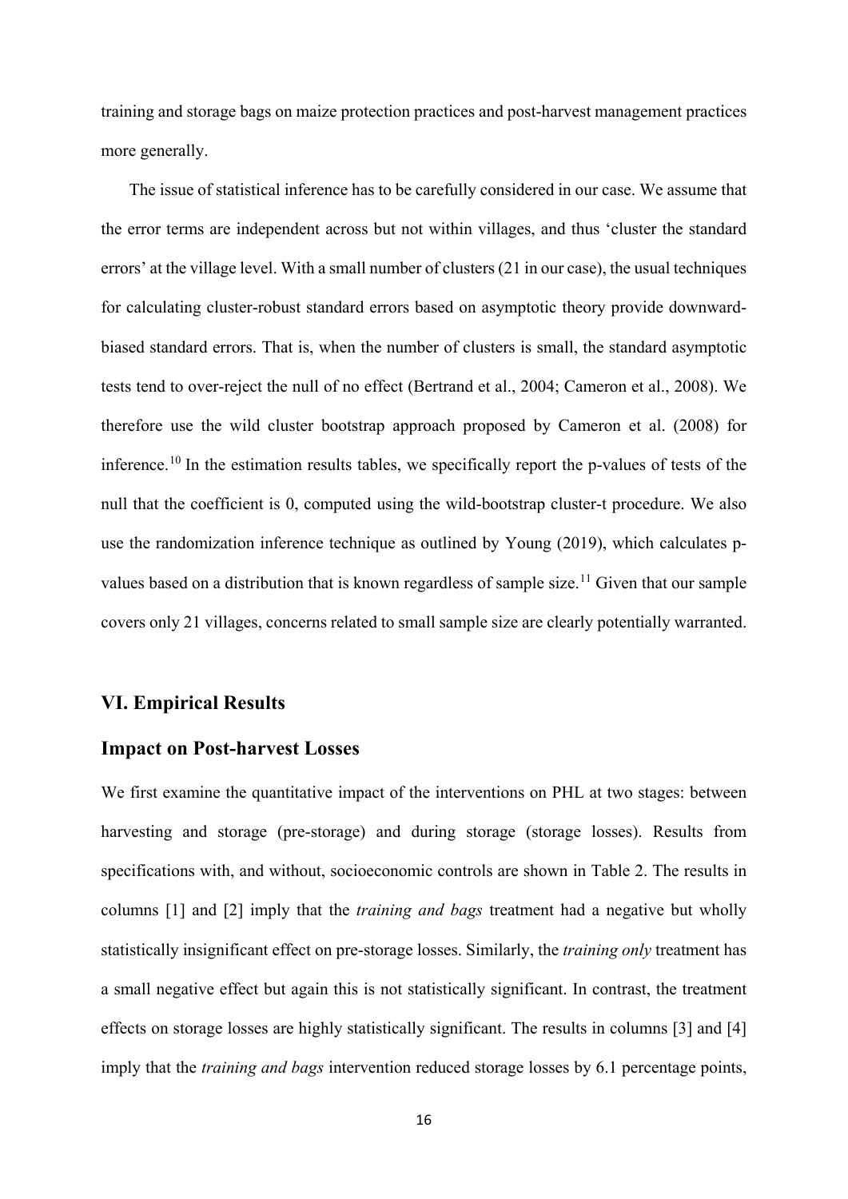training and storage bags on maize protection practices and post-harvest management practices more generally.

The issue of statistical inference has to be carefully considered in our case. We assume that the error terms are independent across but not within villages, and thus 'cluster the standard errors' at the village level. With a small number of clusters (21 in our case), the usual techniques for calculating cluster-robust standard errors based on asymptotic theory provide downward-biased standard errors. That is, when the number of clusters is small, the standard asymptotic tests tend to over-reject the null of no effect (Bertrand et al., 2004; Cameron et al., 2008). We therefore use the wild cluster bootstrap approach proposed by Cameron et al. (2008) for inference.[10] In the estimation results tables, we specifically report the p-values of tests of the null that the coefficient is 0, computed using the wild-bootstrap cluster-t procedure. We also use the randomization inference technique as outlined by Young (2019), which calculates p-values based on a distribution that is known regardless of sample size.[11] Given that our sample covers only 21 villages, concerns related to small sample size are clearly potentially warranted.

## VI. Empirical Results

### Impact on Post-harvest Losses

We first examine the quantitative impact of the interventions on PHL at two stages: between harvesting and storage (pre-storage) and during storage (storage losses). Results from specifications with, and without, socioeconomic controls are shown in Table 2. The results in columns [1] and [2] imply that the *training and bags* treatment had a negative but wholly statistically insignificant effect on pre-storage losses. Similarly, the *training only* treatment has a small negative effect but again this is not statistically significant. In contrast, the treatment effects on storage losses are highly statistically significant. The results in columns [3] and [4] imply that the *training and bags* intervention reduced storage losses by 6.1 percentage points,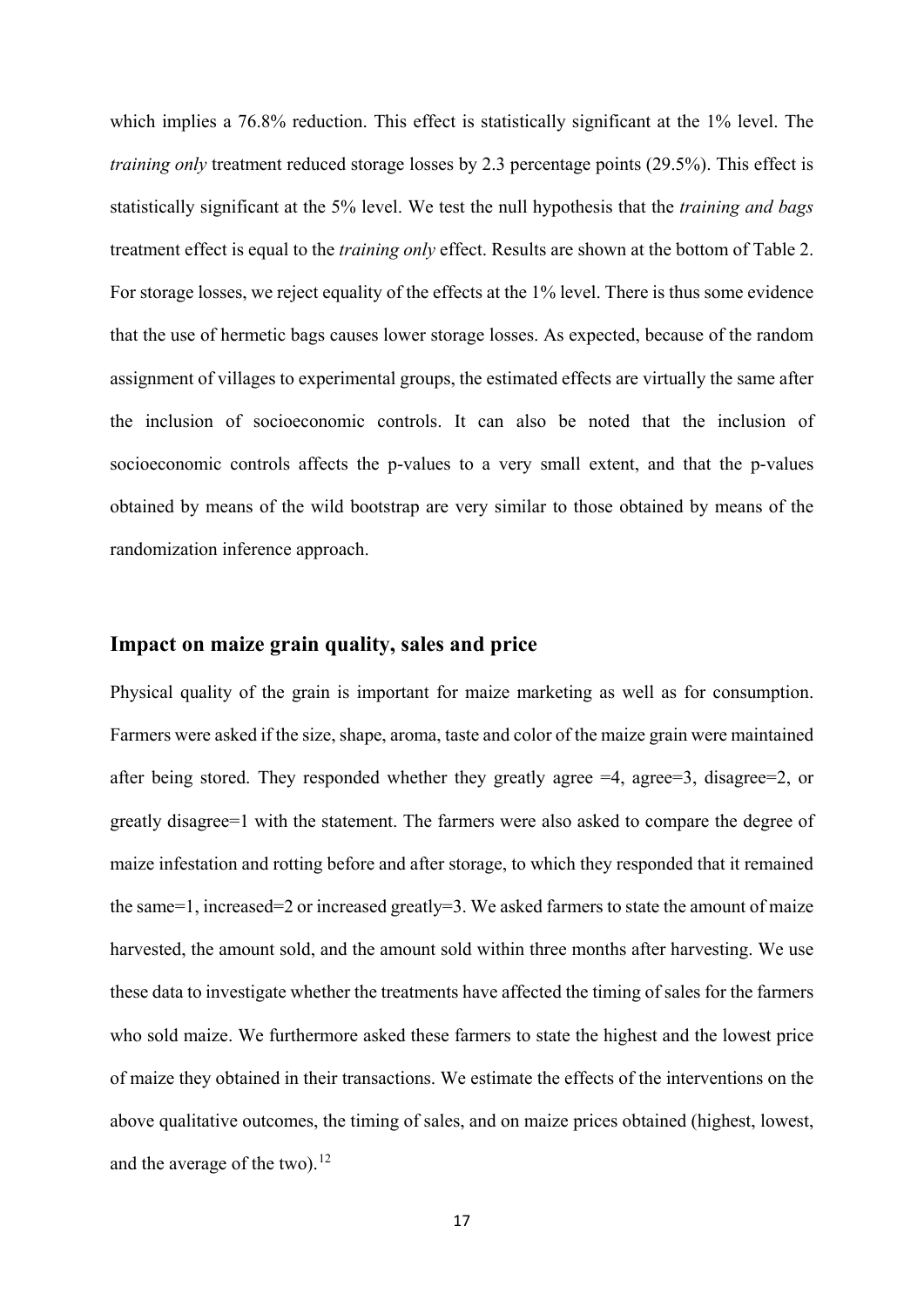which implies a 76.8% reduction. This effect is statistically significant at the 1% level. The *training only* treatment reduced storage losses by 2.3 percentage points (29.5%). This effect is statistically significant at the 5% level. We test the null hypothesis that the *training and bags* treatment effect is equal to the *training only* effect. Results are shown at the bottom of Table 2. For storage losses, we reject equality of the effects at the 1% level. There is thus some evidence that the use of hermetic bags causes lower storage losses. As expected, because of the random assignment of villages to experimental groups, the estimated effects are virtually the same after the inclusion of socioeconomic controls. It can also be noted that the inclusion of socioeconomic controls affects the p-values to a very small extent, and that the p-values obtained by means of the wild bootstrap are very similar to those obtained by means of the randomization inference approach.

## Impact on maize grain quality, sales and price

Physical quality of the grain is important for maize marketing as well as for consumption. Farmers were asked if the size, shape, aroma, taste and color of the maize grain were maintained after being stored. They responded whether they greatly agree =4, agree=3, disagree=2, or greatly disagree=1 with the statement. The farmers were also asked to compare the degree of maize infestation and rotting before and after storage, to which they responded that it remained the same=1, increased=2 or increased greatly=3. We asked farmers to state the amount of maize harvested, the amount sold, and the amount sold within three months after harvesting. We use these data to investigate whether the treatments have affected the timing of sales for the farmers who sold maize. We furthermore asked these farmers to state the highest and the lowest price of maize they obtained in their transactions. We estimate the effects of the interventions on the above qualitative outcomes, the timing of sales, and on maize prices obtained (highest, lowest, and the average of the two).[12]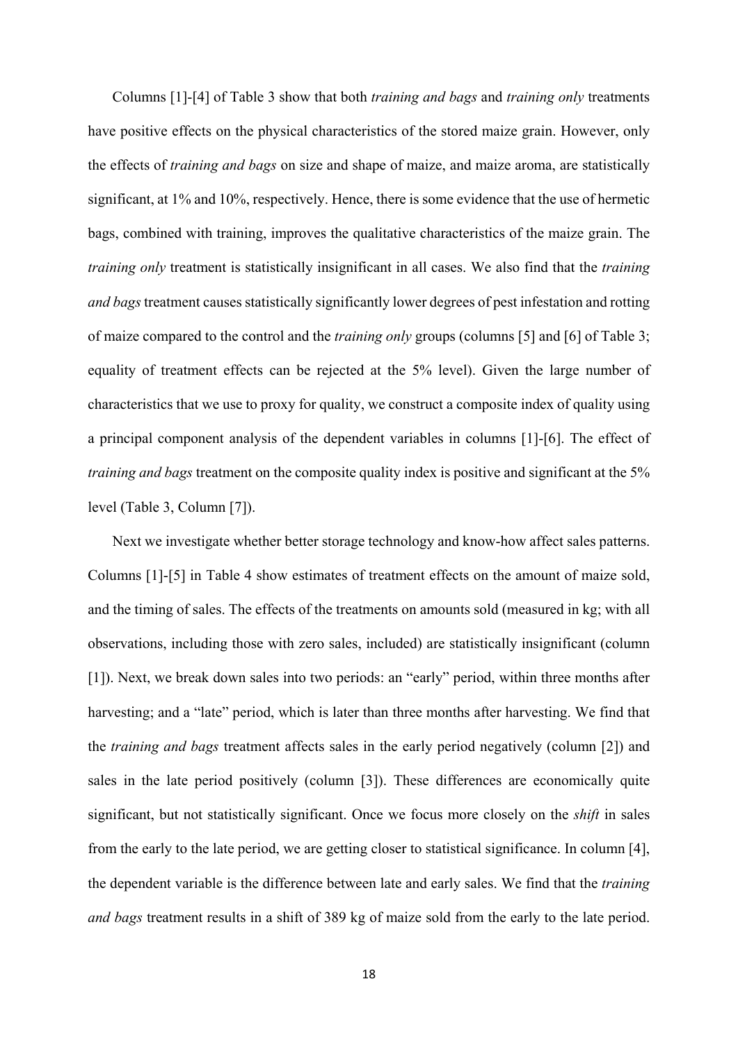Columns [1]-[4] of Table 3 show that both *training and bags* and *training only* treatments have positive effects on the physical characteristics of the stored maize grain. However, only the effects of *training and bags* on size and shape of maize, and maize aroma, are statistically significant, at 1% and 10%, respectively. Hence, there is some evidence that the use of hermetic bags, combined with training, improves the qualitative characteristics of the maize grain. The *training only* treatment is statistically insignificant in all cases. We also find that the *training and bags* treatment causes statistically significantly lower degrees of pest infestation and rotting of maize compared to the control and the *training only* groups (columns [5] and [6] of Table 3; equality of treatment effects can be rejected at the 5% level). Given the large number of characteristics that we use to proxy for quality, we construct a composite index of quality using a principal component analysis of the dependent variables in columns [1]-[6]. The effect of *training and bags* treatment on the composite quality index is positive and significant at the 5% level (Table 3, Column [7]).

Next we investigate whether better storage technology and know-how affect sales patterns. Columns [1]-[5] in Table 4 show estimates of treatment effects on the amount of maize sold, and the timing of sales. The effects of the treatments on amounts sold (measured in kg; with all observations, including those with zero sales, included) are statistically insignificant (column [1]). Next, we break down sales into two periods: an "early" period, within three months after harvesting; and a "late" period, which is later than three months after harvesting. We find that the *training and bags* treatment affects sales in the early period negatively (column [2]) and sales in the late period positively (column [3]). These differences are economically quite significant, but not statistically significant. Once we focus more closely on the *shift* in sales from the early to the late period, we are getting closer to statistical significance. In column [4], the dependent variable is the difference between late and early sales. We find that the *training and bags* treatment results in a shift of 389 kg of maize sold from the early to the late period.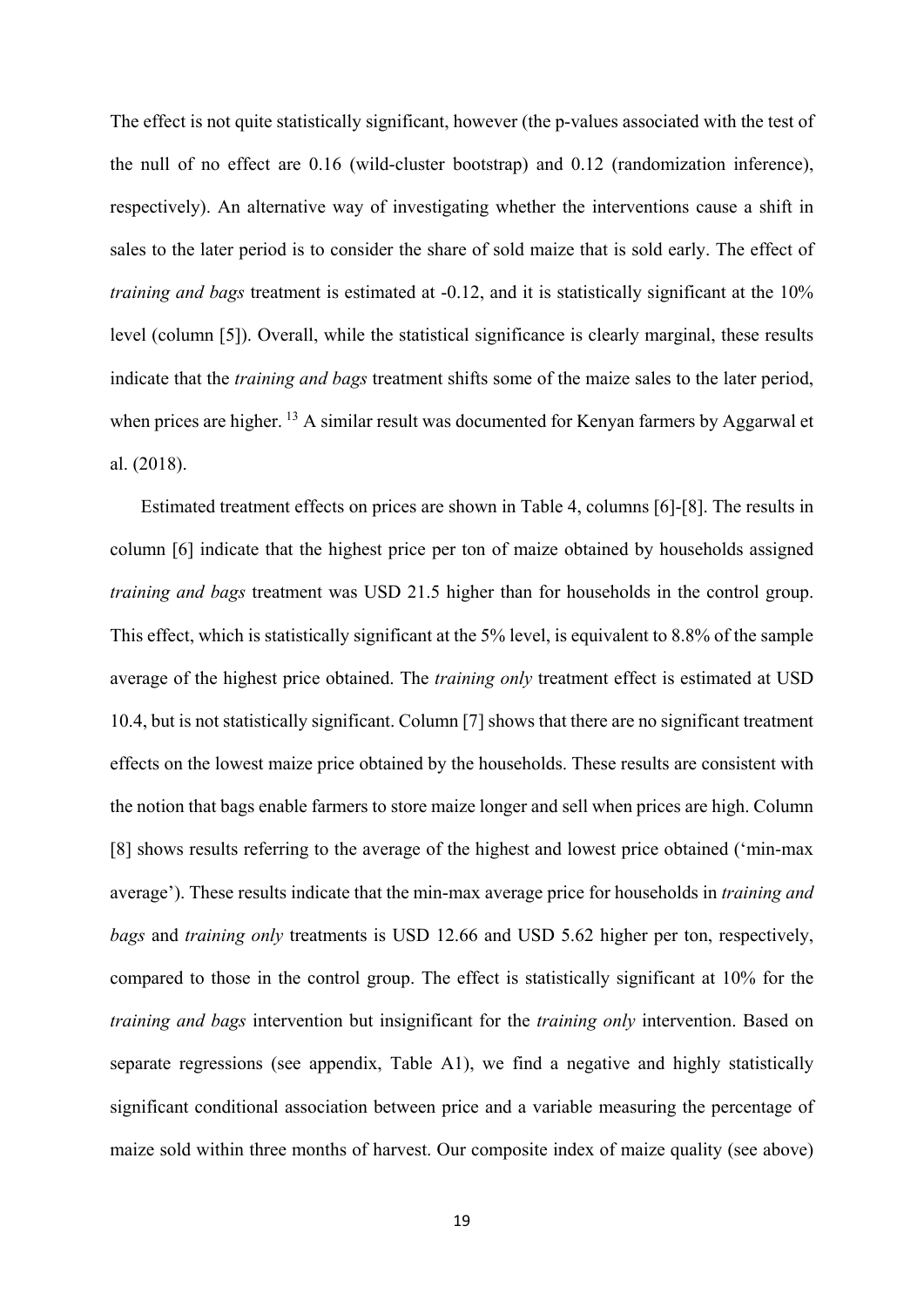The effect is not quite statistically significant, however (the p-values associated with the test of the null of no effect are 0.16 (wild-cluster bootstrap) and 0.12 (randomization inference), respectively). An alternative way of investigating whether the interventions cause a shift in sales to the later period is to consider the share of sold maize that is sold early. The effect of *training and bags* treatment is estimated at -0.12, and it is statistically significant at the 10% level (column [5]). Overall, while the statistical significance is clearly marginal, these results indicate that the *training and bags* treatment shifts some of the maize sales to the later period, when prices are higher. [13] A similar result was documented for Kenyan farmers by Aggarwal et al. (2018).

Estimated treatment effects on prices are shown in Table 4, columns [6]-[8]. The results in column [6] indicate that the highest price per ton of maize obtained by households assigned *training and bags* treatment was USD 21.5 higher than for households in the control group. This effect, which is statistically significant at the 5% level, is equivalent to 8.8% of the sample average of the highest price obtained. The *training only* treatment effect is estimated at USD 10.4, but is not statistically significant. Column [7] shows that there are no significant treatment effects on the lowest maize price obtained by the households. These results are consistent with the notion that bags enable farmers to store maize longer and sell when prices are high. Column [8] shows results referring to the average of the highest and lowest price obtained ('min-max average'). These results indicate that the min-max average price for households in *training and bags* and *training only* treatments is USD 12.66 and USD 5.62 higher per ton, respectively, compared to those in the control group. The effect is statistically significant at 10% for the *training and bags* intervention but insignificant for the *training only* intervention. Based on separate regressions (see appendix, Table A1), we find a negative and highly statistically significant conditional association between price and a variable measuring the percentage of maize sold within three months of harvest. Our composite index of maize quality (see above)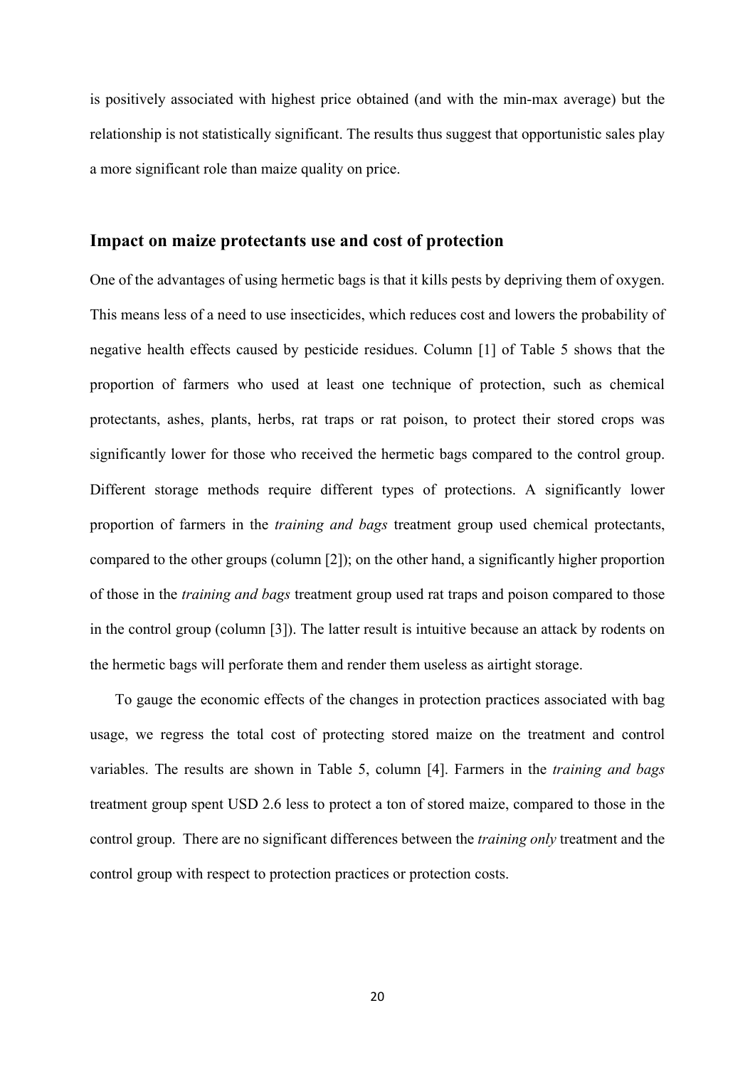is positively associated with highest price obtained (and with the min-max average) but the relationship is not statistically significant. The results thus suggest that opportunistic sales play a more significant role than maize quality on price.

## Impact on maize protectants use and cost of protection

One of the advantages of using hermetic bags is that it kills pests by depriving them of oxygen. This means less of a need to use insecticides, which reduces cost and lowers the probability of negative health effects caused by pesticide residues. Column [1] of Table 5 shows that the proportion of farmers who used at least one technique of protection, such as chemical protectants, ashes, plants, herbs, rat traps or rat poison, to protect their stored crops was significantly lower for those who received the hermetic bags compared to the control group. Different storage methods require different types of protections. A significantly lower proportion of farmers in the *training and bags* treatment group used chemical protectants, compared to the other groups (column [2]); on the other hand, a significantly higher proportion of those in the *training and bags* treatment group used rat traps and poison compared to those in the control group (column [3]). The latter result is intuitive because an attack by rodents on the hermetic bags will perforate them and render them useless as airtight storage.

To gauge the economic effects of the changes in protection practices associated with bag usage, we regress the total cost of protecting stored maize on the treatment and control variables. The results are shown in Table 5, column [4]. Farmers in the *training and bags* treatment group spent USD 2.6 less to protect a ton of stored maize, compared to those in the control group. There are no significant differences between the *training only* treatment and the control group with respect to protection practices or protection costs.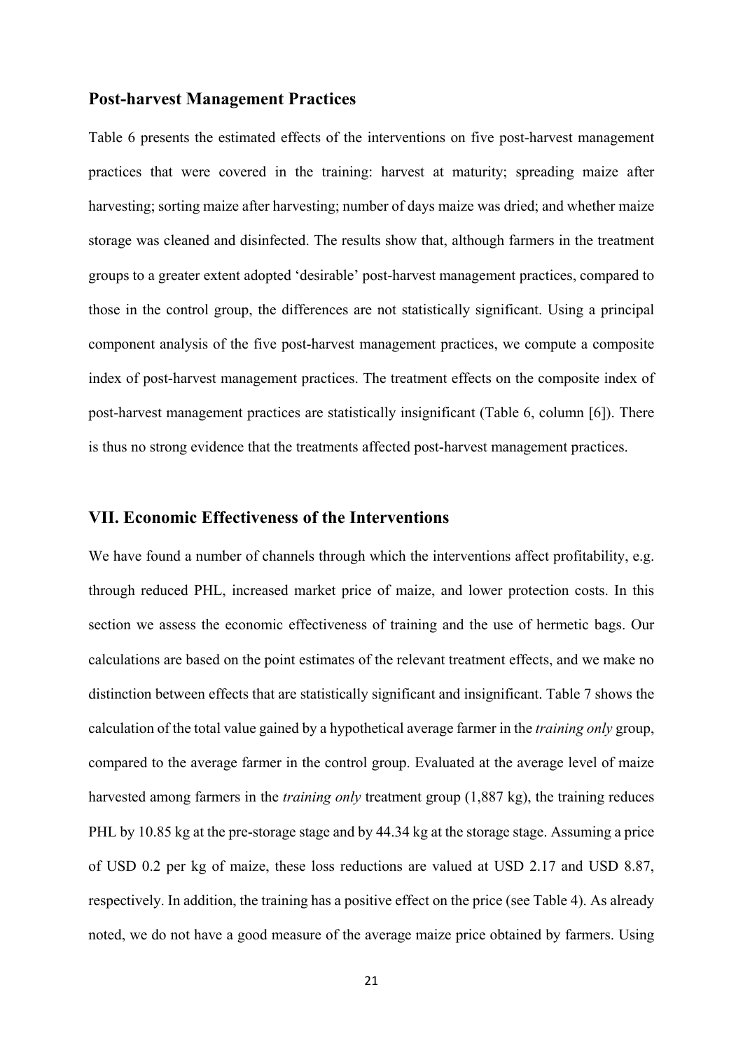### Post-harvest Management Practices

Table 6 presents the estimated effects of the interventions on five post-harvest management practices that were covered in the training: harvest at maturity; spreading maize after harvesting; sorting maize after harvesting; number of days maize was dried; and whether maize storage was cleaned and disinfected. The results show that, although farmers in the treatment groups to a greater extent adopted 'desirable' post-harvest management practices, compared to those in the control group, the differences are not statistically significant. Using a principal component analysis of the five post-harvest management practices, we compute a composite index of post-harvest management practices. The treatment effects on the composite index of post-harvest management practices are statistically insignificant (Table 6, column [6]). There is thus no strong evidence that the treatments affected post-harvest management practices.

## VII. Economic Effectiveness of the Interventions

We have found a number of channels through which the interventions affect profitability, e.g. through reduced PHL, increased market price of maize, and lower protection costs. In this section we assess the economic effectiveness of training and the use of hermetic bags. Our calculations are based on the point estimates of the relevant treatment effects, and we make no distinction between effects that are statistically significant and insignificant. Table 7 shows the calculation of the total value gained by a hypothetical average farmer in the *training only* group, compared to the average farmer in the control group. Evaluated at the average level of maize harvested among farmers in the *training only* treatment group (1,887 kg), the training reduces PHL by 10.85 kg at the pre-storage stage and by 44.34 kg at the storage stage. Assuming a price of USD 0.2 per kg of maize, these loss reductions are valued at USD 2.17 and USD 8.87, respectively. In addition, the training has a positive effect on the price (see Table 4). As already noted, we do not have a good measure of the average maize price obtained by farmers. Using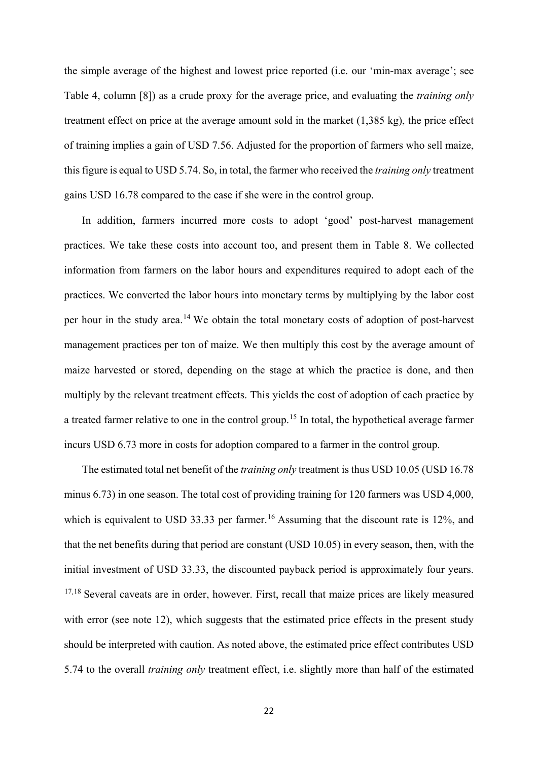the simple average of the highest and lowest price reported (i.e. our 'min-max average'; see Table 4, column [8]) as a crude proxy for the average price, and evaluating the *training only* treatment effect on price at the average amount sold in the market (1,385 kg), the price effect of training implies a gain of USD 7.56. Adjusted for the proportion of farmers who sell maize, this figure is equal to USD 5.74. So, in total, the farmer who received the *training only* treatment gains USD 16.78 compared to the case if she were in the control group.

In addition, farmers incurred more costs to adopt 'good' post-harvest management practices. We take these costs into account too, and present them in Table 8. We collected information from farmers on the labor hours and expenditures required to adopt each of the practices. We converted the labor hours into monetary terms by multiplying by the labor cost per hour in the study area.[14] We obtain the total monetary costs of adoption of post-harvest management practices per ton of maize. We then multiply this cost by the average amount of maize harvested or stored, depending on the stage at which the practice is done, and then multiply by the relevant treatment effects. This yields the cost of adoption of each practice by a treated farmer relative to one in the control group.[15] In total, the hypothetical average farmer incurs USD 6.73 more in costs for adoption compared to a farmer in the control group.

The estimated total net benefit of the *training only* treatment is thus USD 10.05 (USD 16.78 minus 6.73) in one season. The total cost of providing training for 120 farmers was USD 4,000, which is equivalent to USD 33.33 per farmer.[16] Assuming that the discount rate is 12%, and that the net benefits during that period are constant (USD 10.05) in every season, then, with the initial investment of USD 33.33, the discounted payback period is approximately four years. [17,18] Several caveats are in order, however. First, recall that maize prices are likely measured with error (see note 12), which suggests that the estimated price effects in the present study should be interpreted with caution. As noted above, the estimated price effect contributes USD 5.74 to the overall *training only* treatment effect, i.e. slightly more than half of the estimated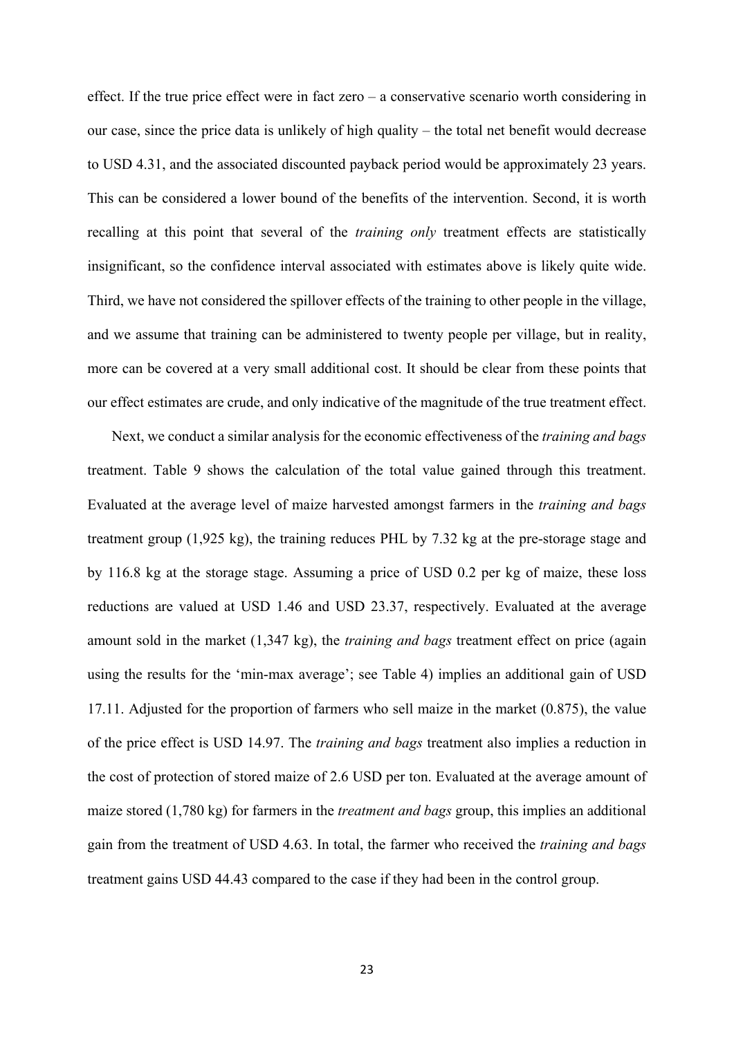effect. If the true price effect were in fact zero – a conservative scenario worth considering in our case, since the price data is unlikely of high quality – the total net benefit would decrease to USD 4.31, and the associated discounted payback period would be approximately 23 years. This can be considered a lower bound of the benefits of the intervention. Second, it is worth recalling at this point that several of the *training only* treatment effects are statistically insignificant, so the confidence interval associated with estimates above is likely quite wide. Third, we have not considered the spillover effects of the training to other people in the village, and we assume that training can be administered to twenty people per village, but in reality, more can be covered at a very small additional cost. It should be clear from these points that our effect estimates are crude, and only indicative of the magnitude of the true treatment effect.

Next, we conduct a similar analysis for the economic effectiveness of the *training and bags* treatment. Table 9 shows the calculation of the total value gained through this treatment. Evaluated at the average level of maize harvested amongst farmers in the *training and bags* treatment group (1,925 kg), the training reduces PHL by 7.32 kg at the pre-storage stage and by 116.8 kg at the storage stage. Assuming a price of USD 0.2 per kg of maize, these loss reductions are valued at USD 1.46 and USD 23.37, respectively. Evaluated at the average amount sold in the market (1,347 kg), the *training and bags* treatment effect on price (again using the results for the 'min-max average'; see Table 4) implies an additional gain of USD 17.11. Adjusted for the proportion of farmers who sell maize in the market (0.875), the value of the price effect is USD 14.97. The *training and bags* treatment also implies a reduction in the cost of protection of stored maize of 2.6 USD per ton. Evaluated at the average amount of maize stored (1,780 kg) for farmers in the *treatment and bags* group, this implies an additional gain from the treatment of USD 4.63. In total, the farmer who received the *training and bags* treatment gains USD 44.43 compared to the case if they had been in the control group.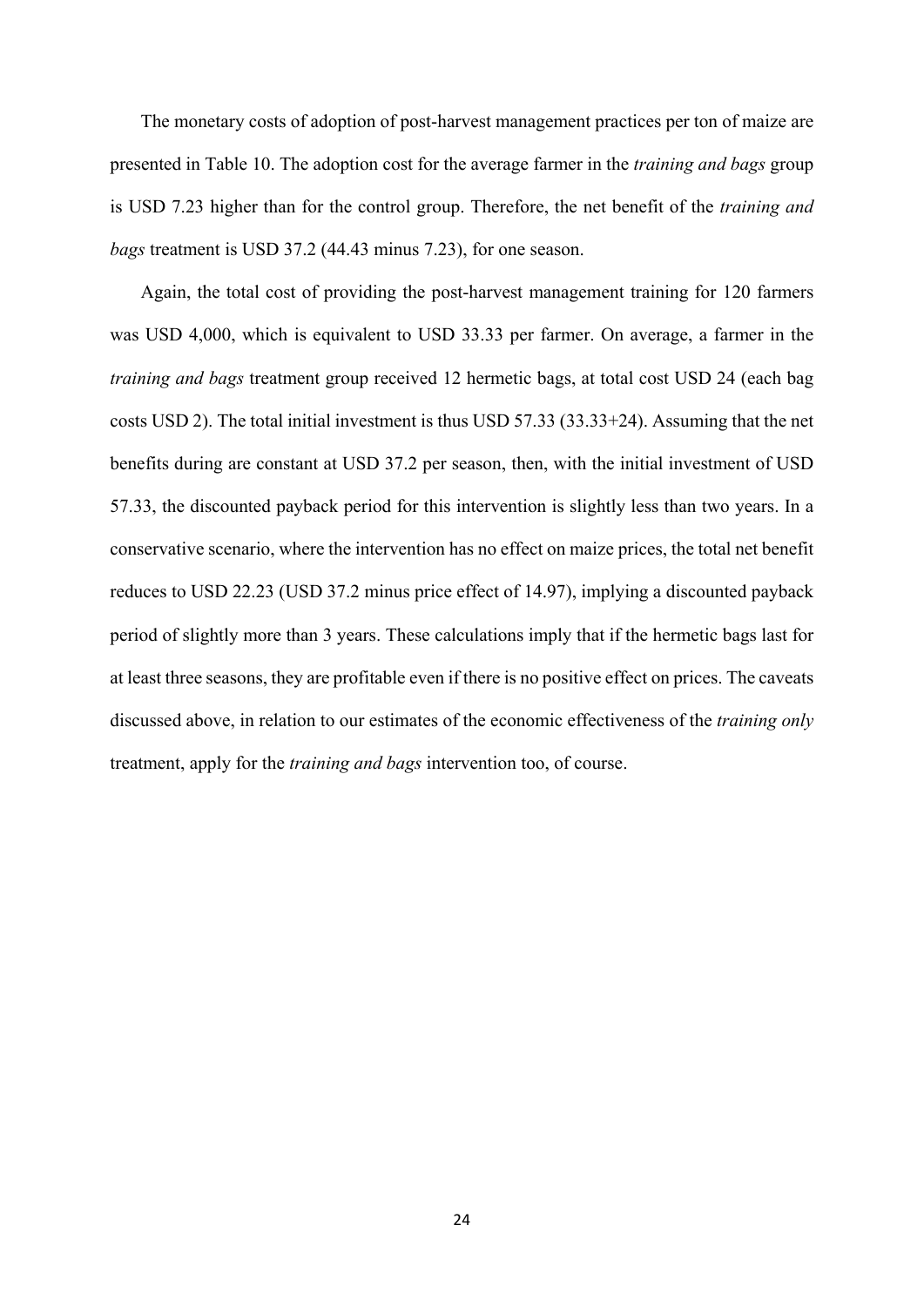The monetary costs of adoption of post-harvest management practices per ton of maize are presented in Table 10. The adoption cost for the average farmer in the *training and bags* group is USD 7.23 higher than for the control group. Therefore, the net benefit of the *training and bags* treatment is USD 37.2 (44.43 minus 7.23), for one season.

Again, the total cost of providing the post-harvest management training for 120 farmers was USD 4,000, which is equivalent to USD 33.33 per farmer. On average, a farmer in the *training and bags* treatment group received 12 hermetic bags, at total cost USD 24 (each bag costs USD 2). The total initial investment is thus USD 57.33 (33.33+24). Assuming that the net benefits during are constant at USD 37.2 per season, then, with the initial investment of USD 57.33, the discounted payback period for this intervention is slightly less than two years. In a conservative scenario, where the intervention has no effect on maize prices, the total net benefit reduces to USD 22.23 (USD 37.2 minus price effect of 14.97), implying a discounted payback period of slightly more than 3 years. These calculations imply that if the hermetic bags last for at least three seasons, they are profitable even if there is no positive effect on prices. The caveats discussed above, in relation to our estimates of the economic effectiveness of the *training only* treatment, apply for the *training and bags* intervention too, of course.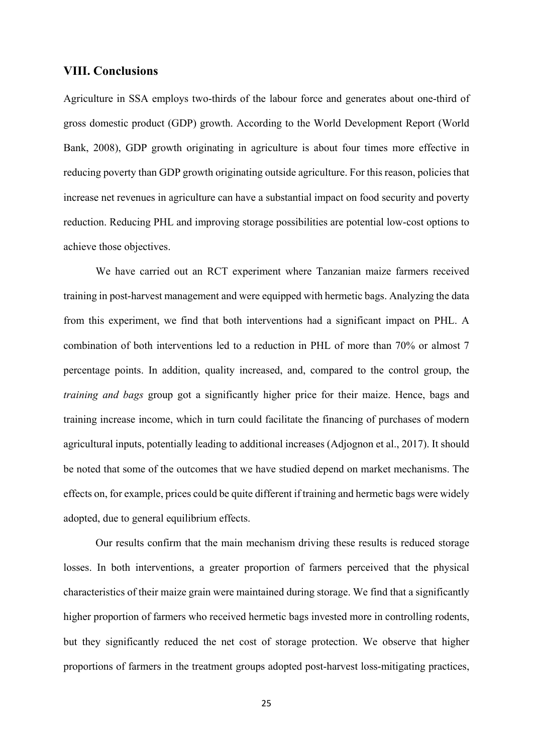## VIII. Conclusions

Agriculture in SSA employs two-thirds of the labour force and generates about one-third of gross domestic product (GDP) growth. According to the World Development Report (World Bank, 2008), GDP growth originating in agriculture is about four times more effective in reducing poverty than GDP growth originating outside agriculture. For this reason, policies that increase net revenues in agriculture can have a substantial impact on food security and poverty reduction. Reducing PHL and improving storage possibilities are potential low-cost options to achieve those objectives.

We have carried out an RCT experiment where Tanzanian maize farmers received training in post-harvest management and were equipped with hermetic bags. Analyzing the data from this experiment, we find that both interventions had a significant impact on PHL. A combination of both interventions led to a reduction in PHL of more than 70% or almost 7 percentage points. In addition, quality increased, and, compared to the control group, the *training and bags* group got a significantly higher price for their maize. Hence, bags and training increase income, which in turn could facilitate the financing of purchases of modern agricultural inputs, potentially leading to additional increases (Adjognon et al., 2017). It should be noted that some of the outcomes that we have studied depend on market mechanisms. The effects on, for example, prices could be quite different if training and hermetic bags were widely adopted, due to general equilibrium effects.

Our results confirm that the main mechanism driving these results is reduced storage losses. In both interventions, a greater proportion of farmers perceived that the physical characteristics of their maize grain were maintained during storage. We find that a significantly higher proportion of farmers who received hermetic bags invested more in controlling rodents, but they significantly reduced the net cost of storage protection. We observe that higher proportions of farmers in the treatment groups adopted post-harvest loss-mitigating practices,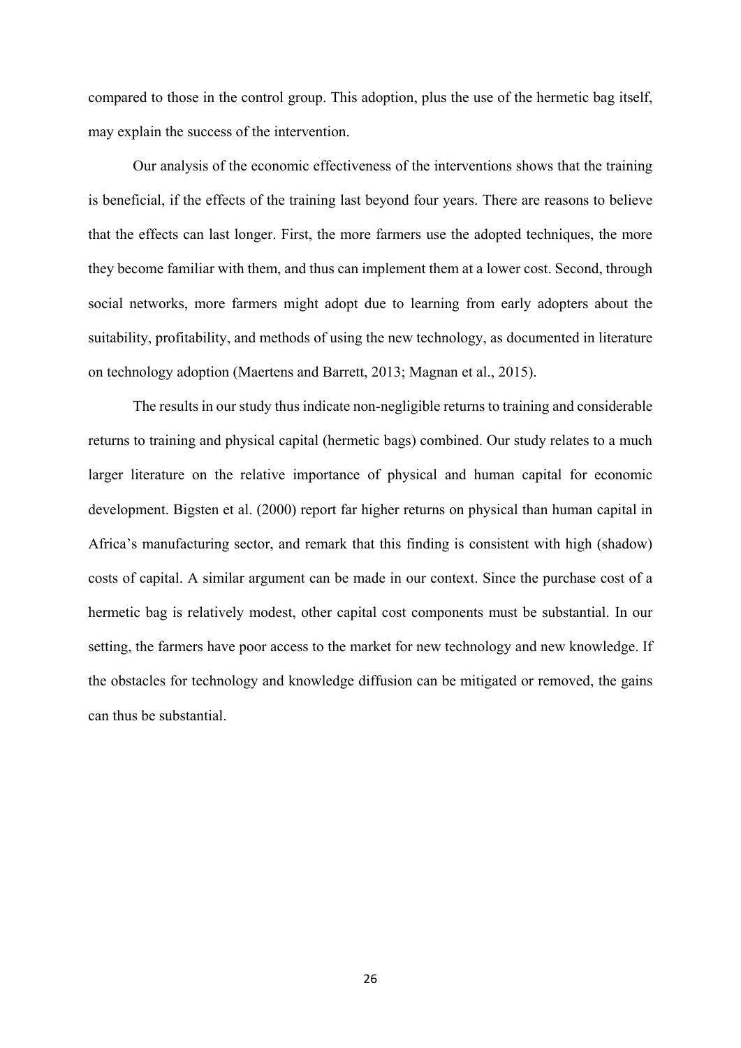compared to those in the control group. This adoption, plus the use of the hermetic bag itself, may explain the success of the intervention.

Our analysis of the economic effectiveness of the interventions shows that the training is beneficial, if the effects of the training last beyond four years. There are reasons to believe that the effects can last longer. First, the more farmers use the adopted techniques, the more they become familiar with them, and thus can implement them at a lower cost. Second, through social networks, more farmers might adopt due to learning from early adopters about the suitability, profitability, and methods of using the new technology, as documented in literature on technology adoption (Maertens and Barrett, 2013; Magnan et al., 2015).

The results in our study thus indicate non-negligible returns to training and considerable returns to training and physical capital (hermetic bags) combined. Our study relates to a much larger literature on the relative importance of physical and human capital for economic development. Bigsten et al. (2000) report far higher returns on physical than human capital in Africa's manufacturing sector, and remark that this finding is consistent with high (shadow) costs of capital. A similar argument can be made in our context. Since the purchase cost of a hermetic bag is relatively modest, other capital cost components must be substantial. In our setting, the farmers have poor access to the market for new technology and new knowledge. If the obstacles for technology and knowledge diffusion can be mitigated or removed, the gains can thus be substantial.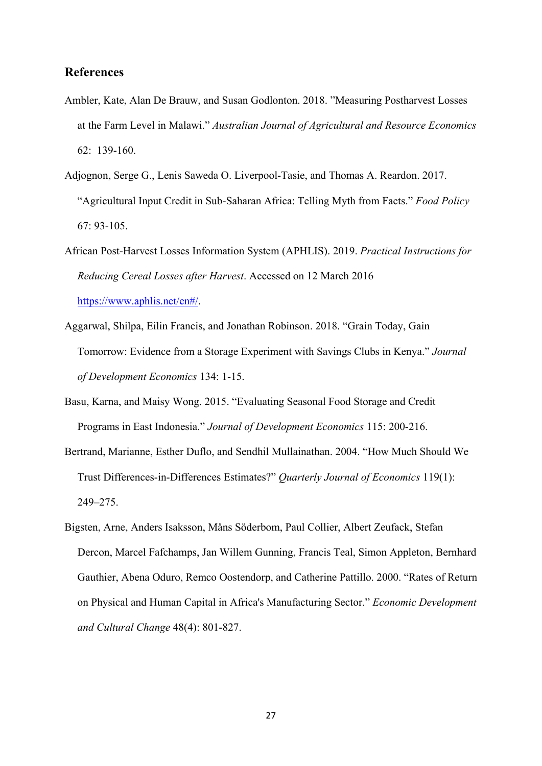## References

Ambler, Kate, Alan De Brauw, and Susan Godlonton. 2018. "Measuring Postharvest Losses at the Farm Level in Malawi." *Australian Journal of Agricultural and Resource Economics* 62: 139-160.

Adjognon, Serge G., Lenis Saweda O. Liverpool-Tasie, and Thomas A. Reardon. 2017. "Agricultural Input Credit in Sub-Saharan Africa: Telling Myth from Facts." *Food Policy* 67: 93-105.

African Post-Harvest Losses Information System (APHLIS). 2019. *Practical Instructions for Reducing Cereal Losses after Harvest*. Accessed on 12 March 2016 https://www.aphlis.net/en#/.

Aggarwal, Shilpa, Eilin Francis, and Jonathan Robinson. 2018. "Grain Today, Gain Tomorrow: Evidence from a Storage Experiment with Savings Clubs in Kenya." *Journal of Development Economics* 134: 1-15.

Basu, Karna, and Maisy Wong. 2015. "Evaluating Seasonal Food Storage and Credit Programs in East Indonesia." *Journal of Development Economics* 115: 200-216.

Bertrand, Marianne, Esther Duflo, and Sendhil Mullainathan. 2004. "How Much Should We Trust Differences-in-Differences Estimates?" *Quarterly Journal of Economics* 119(1): 249–275.

Bigsten, Arne, Anders Isaksson, Måns Söderbom, Paul Collier, Albert Zeufack, Stefan Dercon, Marcel Fafchamps, Jan Willem Gunning, Francis Teal, Simon Appleton, Bernhard Gauthier, Abena Oduro, Remco Oostendorp, and Catherine Pattillo. 2000. "Rates of Return on Physical and Human Capital in Africa's Manufacturing Sector." *Economic Development and Cultural Change* 48(4): 801-827.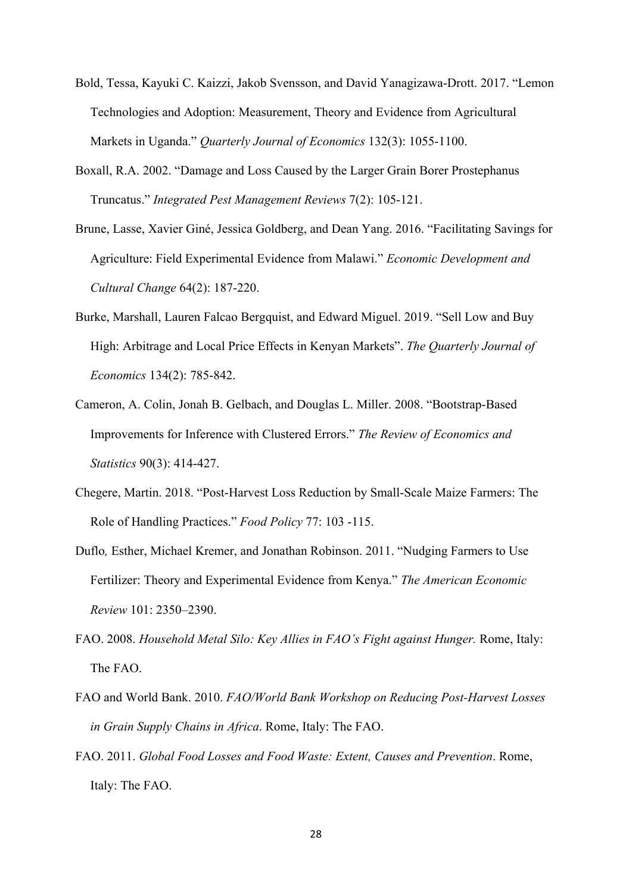Bold, Tessa, Kayuki C. Kaizzi, Jakob Svensson, and David Yanagizawa-Drott. 2017. "Lemon Technologies and Adoption: Measurement, Theory and Evidence from Agricultural Markets in Uganda." *Quarterly Journal of Economics* 132(3): 1055-1100.

Boxall, R.A. 2002. "Damage and Loss Caused by the Larger Grain Borer Prostephanus Truncatus." *Integrated Pest Management Reviews* 7(2): 105-121.

Brune, Lasse, Xavier Giné, Jessica Goldberg, and Dean Yang. 2016. "Facilitating Savings for Agriculture: Field Experimental Evidence from Malawi." *Economic Development and Cultural Change* 64(2): 187-220.

Burke, Marshall, Lauren Falcao Bergquist, and Edward Miguel. 2019. "Sell Low and Buy High: Arbitrage and Local Price Effects in Kenyan Markets". *The Quarterly Journal of Economics* 134(2): 785-842.

Cameron, A. Colin, Jonah B. Gelbach, and Douglas L. Miller. 2008. "Bootstrap-Based Improvements for Inference with Clustered Errors." *The Review of Economics and Statistics* 90(3): 414-427.

Chegere, Martin. 2018. "Post-Harvest Loss Reduction by Small-Scale Maize Farmers: The Role of Handling Practices." *Food Policy* 77: 103 -115.

Duflo*,* Esther, Michael Kremer, and Jonathan Robinson. 2011. "Nudging Farmers to Use Fertilizer: Theory and Experimental Evidence from Kenya." *The American Economic Review* 101: 2350–2390.

FAO. 2008. *Household Metal Silo: Key Allies in FAO's Fight against Hunger.* Rome, Italy: The FAO.

FAO and World Bank. 2010. *FAO/World Bank Workshop on Reducing Post-Harvest Losses in Grain Supply Chains in Africa*. Rome, Italy: The FAO.

FAO. 2011. *Global Food Losses and Food Waste: Extent, Causes and Prevention*. Rome, Italy: The FAO.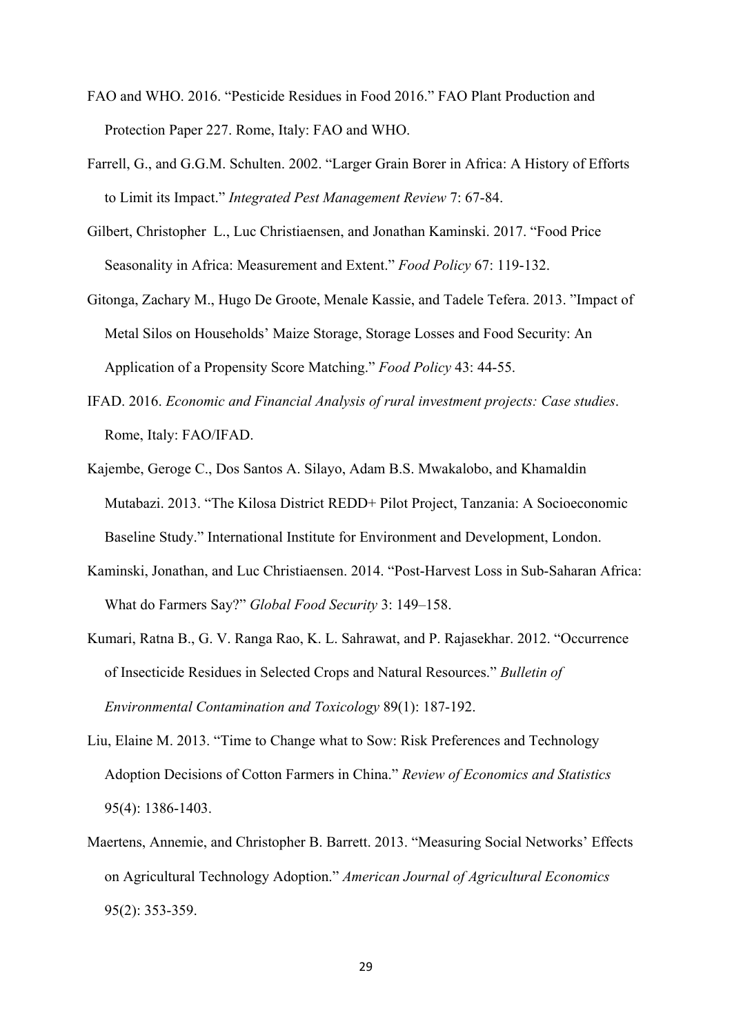FAO and WHO. 2016. "Pesticide Residues in Food 2016." FAO Plant Production and Protection Paper 227. Rome, Italy: FAO and WHO.

Farrell, G., and G.G.M. Schulten. 2002. "Larger Grain Borer in Africa: A History of Efforts to Limit its Impact." *Integrated Pest Management Review* 7: 67-84.

Gilbert, Christopher L., Luc Christiaensen, and Jonathan Kaminski. 2017. "Food Price Seasonality in Africa: Measurement and Extent." *Food Policy* 67: 119-132.

Gitonga, Zachary M., Hugo De Groote, Menale Kassie, and Tadele Tefera. 2013. "Impact of Metal Silos on Households' Maize Storage, Storage Losses and Food Security: An Application of a Propensity Score Matching." *Food Policy* 43: 44-55.

IFAD. 2016. *Economic and Financial Analysis of rural investment projects: Case studies*. Rome, Italy: FAO/IFAD.

Kajembe, Geroge C., Dos Santos A. Silayo, Adam B.S. Mwakalobo, and Khamaldin Mutabazi. 2013. "The Kilosa District REDD+ Pilot Project, Tanzania: A Socioeconomic Baseline Study." International Institute for Environment and Development, London.

Kaminski, Jonathan, and Luc Christiaensen. 2014. "Post-Harvest Loss in Sub-Saharan Africa: What do Farmers Say?" *Global Food Security* 3: 149–158.

Kumari, Ratna B., G. V. Ranga Rao, K. L. Sahrawat, and P. Rajasekhar. 2012. "Occurrence of Insecticide Residues in Selected Crops and Natural Resources." *Bulletin of Environmental Contamination and Toxicology* 89(1): 187-192.

Liu, Elaine M. 2013. "Time to Change what to Sow: Risk Preferences and Technology Adoption Decisions of Cotton Farmers in China." *Review of Economics and Statistics* 95(4): 1386-1403.

Maertens, Annemie, and Christopher B. Barrett. 2013. "Measuring Social Networks' Effects on Agricultural Technology Adoption." *American Journal of Agricultural Economics* 95(2): 353-359.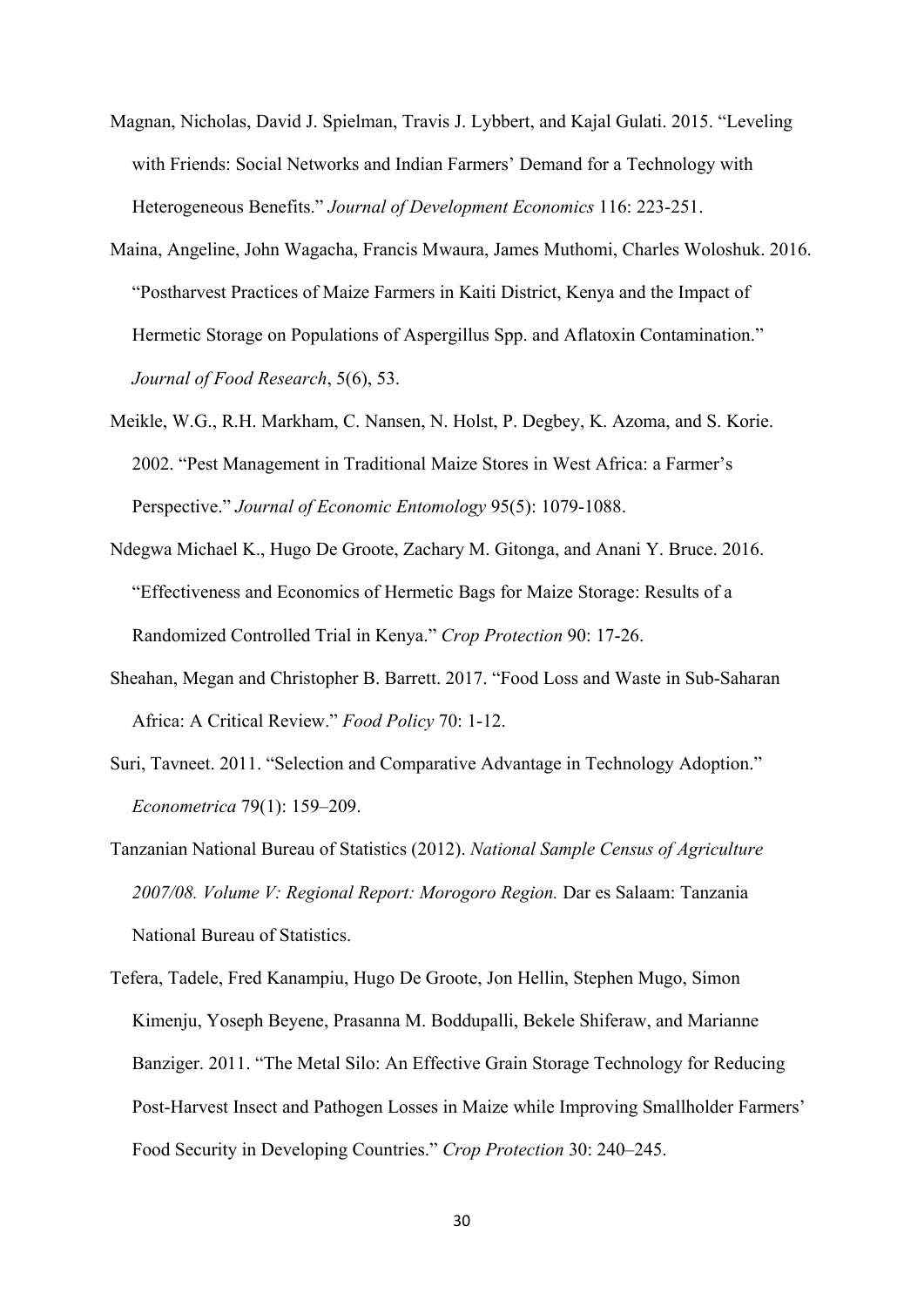Magnan, Nicholas, David J. Spielman, Travis J. Lybbert, and Kajal Gulati. 2015. "Leveling with Friends: Social Networks and Indian Farmers' Demand for a Technology with Heterogeneous Benefits." *Journal of Development Economics* 116: 223-251.

Maina, Angeline, John Wagacha, Francis Mwaura, James Muthomi, Charles Woloshuk. 2016. "Postharvest Practices of Maize Farmers in Kaiti District, Kenya and the Impact of Hermetic Storage on Populations of Aspergillus Spp. and Aflatoxin Contamination." *Journal of Food Research*, 5(6), 53.

Meikle, W.G., R.H. Markham, C. Nansen, N. Holst, P. Degbey, K. Azoma, and S. Korie. 2002. "Pest Management in Traditional Maize Stores in West Africa: a Farmer's Perspective." *Journal of Economic Entomology* 95(5): 1079-1088.

Ndegwa Michael K., Hugo De Groote, Zachary M. Gitonga, and Anani Y. Bruce. 2016. "Effectiveness and Economics of Hermetic Bags for Maize Storage: Results of a Randomized Controlled Trial in Kenya." *Crop Protection* 90: 17-26.

Sheahan, Megan and Christopher B. Barrett. 2017. "Food Loss and Waste in Sub-Saharan Africa: A Critical Review." *Food Policy* 70: 1-12.

Suri, Tavneet. 2011. "Selection and Comparative Advantage in Technology Adoption." *Econometrica* 79(1): 159–209.

Tanzanian National Bureau of Statistics (2012). *National Sample Census of Agriculture 2007/08. Volume V: Regional Report: Morogoro Region.* Dar es Salaam: Tanzania National Bureau of Statistics.

Tefera, Tadele, Fred Kanampiu, Hugo De Groote, Jon Hellin, Stephen Mugo, Simon Kimenju, Yoseph Beyene, Prasanna M. Boddupalli, Bekele Shiferaw, and Marianne Banziger. 2011. "The Metal Silo: An Effective Grain Storage Technology for Reducing Post-Harvest Insect and Pathogen Losses in Maize while Improving Smallholder Farmers' Food Security in Developing Countries." *Crop Protection* 30: 240–245.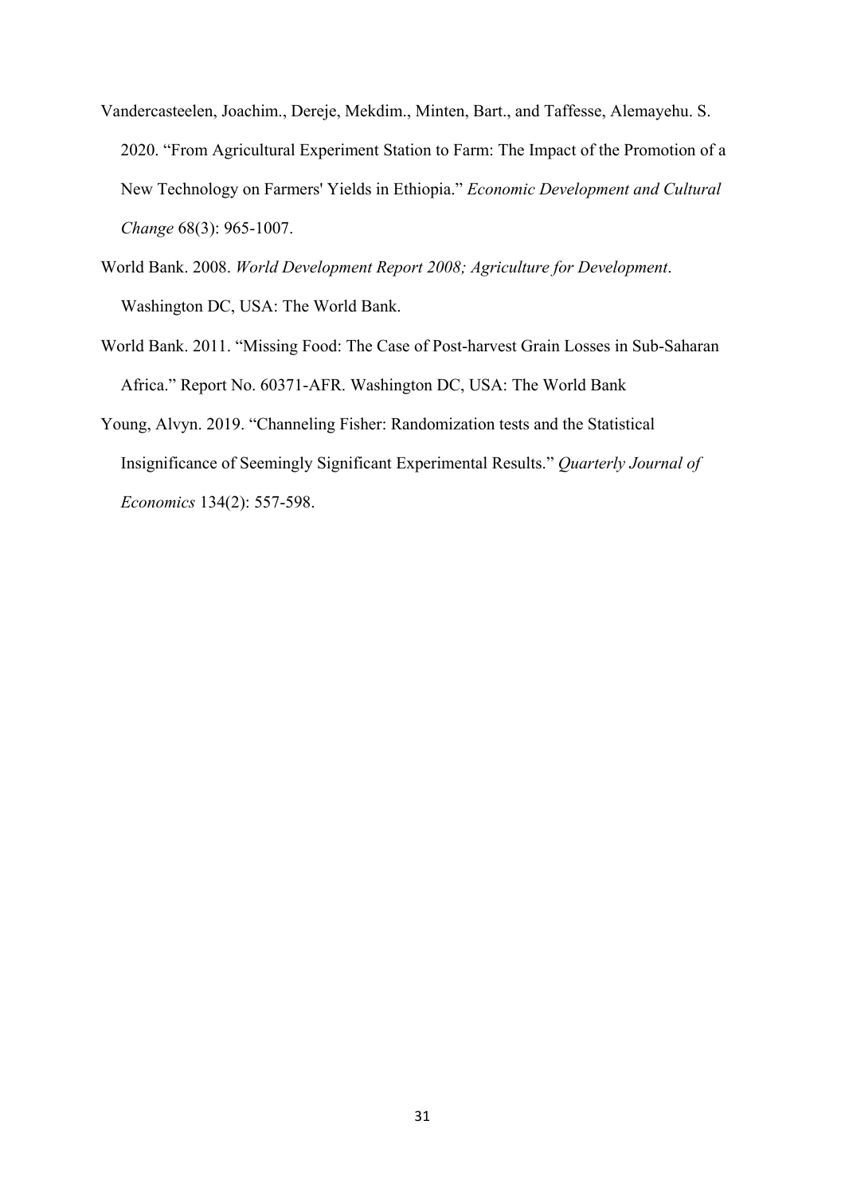Vandercasteelen, Joachim., Dereje, Mekdim., Minten, Bart., and Taffesse, Alemayehu. S. 2020. "From Agricultural Experiment Station to Farm: The Impact of the Promotion of a New Technology on Farmers' Yields in Ethiopia." *Economic Development and Cultural Change* 68(3): 965-1007.

World Bank. 2008. *World Development Report 2008; Agriculture for Development*. Washington DC, USA: The World Bank.

World Bank. 2011. "Missing Food: The Case of Post-harvest Grain Losses in Sub-Saharan Africa." Report No. 60371-AFR. Washington DC, USA: The World Bank

Young, Alvyn. 2019. "Channeling Fisher: Randomization tests and the Statistical Insignificance of Seemingly Significant Experimental Results." *Quarterly Journal of Economics* 134(2): 557-598.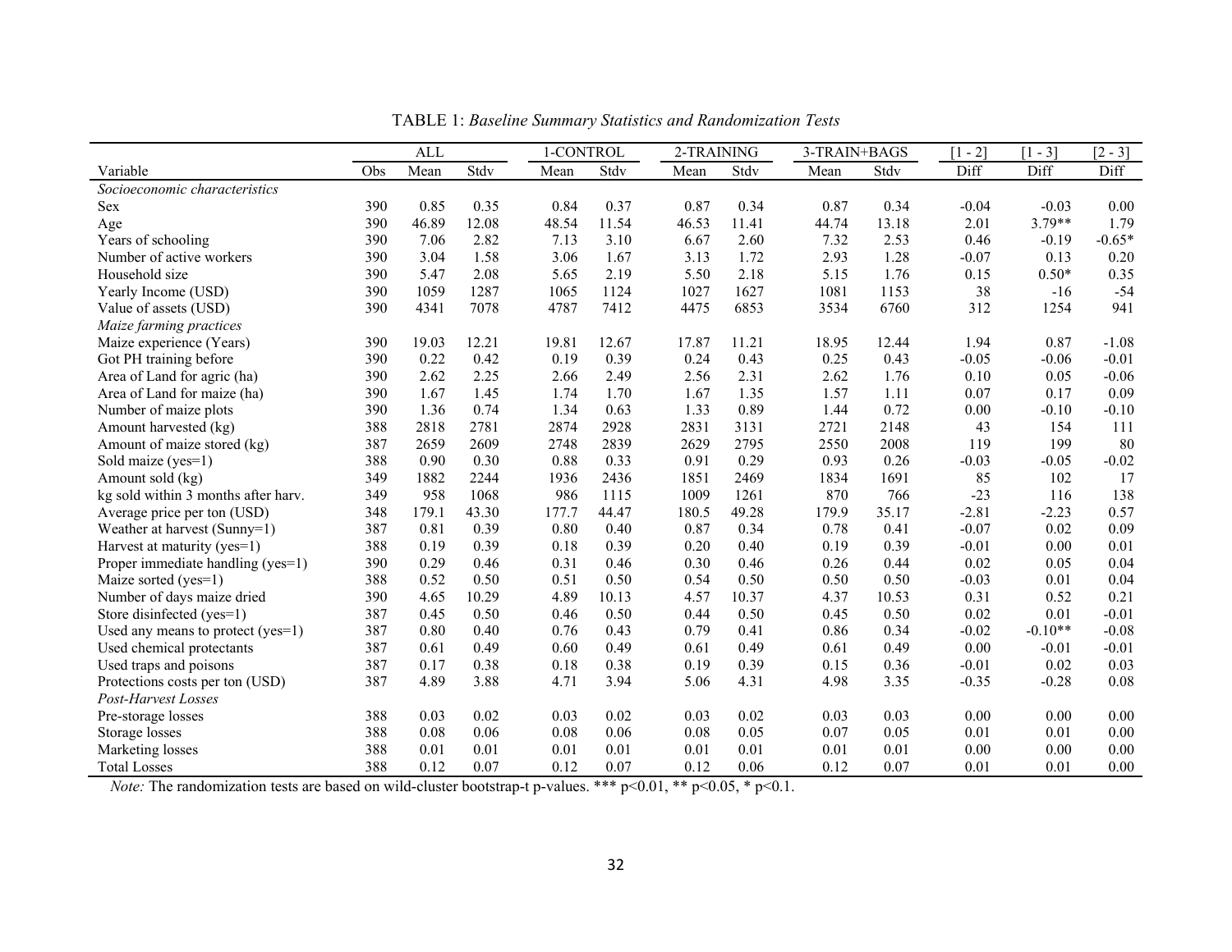TABLE 1: *Baseline Summary Statistics and Randomization Tests*

| | ALL | | | 1-CONTROL | | 2-TRAINING | | 3-TRAIN+BAGS | | [1 - 2] | [1 - 3] | [2 - 3] |
|---|---|---|---|---|---|---|---|---|---|---|---|---|
| Variable | Obs | Mean | Stdv | Mean | Stdv | Mean | Stdv | Mean | Stdv | Diff | Diff | Diff |
| *Socioeconomic characteristics* | | | | | | | | | | | | |
| Sex | 390 | 0.85 | 0.35 | 0.84 | 0.37 | 0.87 | 0.34 | 0.87 | 0.34 | -0.04 | -0.03 | 0.00 |
| Age | 390 | 46.89 | 12.08 | 48.54 | 11.54 | 46.53 | 11.41 | 44.74 | 13.18 | 2.01 | 3.79** | 1.79 |
| Years of schooling | 390 | 7.06 | 2.82 | 7.13 | 3.10 | 6.67 | 2.60 | 7.32 | 2.53 | 0.46 | -0.19 | -0.65* |
| Number of active workers | 390 | 3.04 | 1.58 | 3.06 | 1.67 | 3.13 | 1.72 | 2.93 | 1.28 | -0.07 | 0.13 | 0.20 |
| Household size | 390 | 5.47 | 2.08 | 5.65 | 2.19 | 5.50 | 2.18 | 5.15 | 1.76 | 0.15 | 0.50* | 0.35 |
| Yearly Income (USD) | 390 | 1059 | 1287 | 1065 | 1124 | 1027 | 1627 | 1081 | 1153 | 38 | -16 | -54 |
| Value of assets (USD) | 390 | 4341 | 7078 | 4787 | 7412 | 4475 | 6853 | 3534 | 6760 | 312 | 1254 | 941 |
| *Maize farming practices* | | | | | | | | | | | | |
| Maize experience (Years) | 390 | 19.03 | 12.21 | 19.81 | 12.67 | 17.87 | 11.21 | 18.95 | 12.44 | 1.94 | 0.87 | -1.08 |
| Got PH training before | 390 | 0.22 | 0.42 | 0.19 | 0.39 | 0.24 | 0.43 | 0.25 | 0.43 | -0.05 | -0.06 | -0.01 |
| Area of Land for agric (ha) | 390 | 2.62 | 2.25 | 2.66 | 2.49 | 2.56 | 2.31 | 2.62 | 1.76 | 0.10 | 0.05 | -0.06 |
| Area of Land for maize (ha) | 390 | 1.67 | 1.45 | 1.74 | 1.70 | 1.67 | 1.35 | 1.57 | 1.11 | 0.07 | 0.17 | 0.09 |
| Number of maize plots | 390 | 1.36 | 0.74 | 1.34 | 0.63 | 1.33 | 0.89 | 1.44 | 0.72 | 0.00 | -0.10 | -0.10 |
| Amount harvested (kg) | 388 | 2818 | 2781 | 2874 | 2928 | 2831 | 3131 | 2721 | 2148 | 43 | 154 | 111 |
| Amount of maize stored (kg) | 387 | 2659 | 2609 | 2748 | 2839 | 2629 | 2795 | 2550 | 2008 | 119 | 199 | 80 |
| Sold maize (yes=1) | 388 | 0.90 | 0.30 | 0.88 | 0.33 | 0.91 | 0.29 | 0.93 | 0.26 | -0.03 | -0.05 | -0.02 |
| Amount sold (kg) | 349 | 1882 | 2244 | 1936 | 2436 | 1851 | 2469 | 1834 | 1691 | 85 | 102 | 17 |
| kg sold within 3 months after harv. | 349 | 958 | 1068 | 986 | 1115 | 1009 | 1261 | 870 | 766 | -23 | 116 | 138 |
| Average price per ton (USD) | 348 | 179.1 | 43.30 | 177.7 | 44.47 | 180.5 | 49.28 | 179.9 | 35.17 | -2.81 | -2.23 | 0.57 |
| Weather at harvest (Sunny=1) | 387 | 0.81 | 0.39 | 0.80 | 0.40 | 0.87 | 0.34 | 0.78 | 0.41 | -0.07 | 0.02 | 0.09 |
| Harvest at maturity (yes=1) | 388 | 0.19 | 0.39 | 0.18 | 0.39 | 0.20 | 0.40 | 0.19 | 0.39 | -0.01 | 0.00 | 0.01 |
| Proper immediate handling (yes=1) | 390 | 0.29 | 0.46 | 0.31 | 0.46 | 0.30 | 0.46 | 0.26 | 0.44 | 0.02 | 0.05 | 0.04 |
| Maize sorted (yes=1) | 388 | 0.52 | 0.50 | 0.51 | 0.50 | 0.54 | 0.50 | 0.50 | 0.50 | -0.03 | 0.01 | 0.04 |
| Number of days maize dried | 390 | 4.65 | 10.29 | 4.89 | 10.13 | 4.57 | 10.37 | 4.37 | 10.53 | 0.31 | 0.52 | 0.21 |
| Store disinfected (yes=1) | 387 | 0.45 | 0.50 | 0.46 | 0.50 | 0.44 | 0.50 | 0.45 | 0.50 | 0.02 | 0.01 | -0.01 |
| Used any means to protect (yes=1) | 387 | 0.80 | 0.40 | 0.76 | 0.43 | 0.79 | 0.41 | 0.86 | 0.34 | -0.02 | -0.10** | -0.08 |
| Used chemical protectants | 387 | 0.61 | 0.49 | 0.60 | 0.49 | 0.61 | 0.49 | 0.61 | 0.49 | 0.00 | -0.01 | -0.01 |
| Used traps and poisons | 387 | 0.17 | 0.38 | 0.18 | 0.38 | 0.19 | 0.39 | 0.15 | 0.36 | -0.01 | 0.02 | 0.03 |
| Protections costs per ton (USD) | 387 | 4.89 | 3.88 | 4.71 | 3.94 | 5.06 | 4.31 | 4.98 | 3.35 | -0.35 | -0.28 | 0.08 |
| *Post-Harvest Losses* | | | | | | | | | | | | |
| Pre-storage losses | 388 | 0.03 | 0.02 | 0.03 | 0.02 | 0.03 | 0.02 | 0.03 | 0.03 | 0.00 | 0.00 | 0.00 |
| Storage losses | 388 | 0.08 | 0.06 | 0.08 | 0.06 | 0.08 | 0.05 | 0.07 | 0.05 | 0.01 | 0.01 | 0.00 |
| Marketing losses | 388 | 0.01 | 0.01 | 0.01 | 0.01 | 0.01 | 0.01 | 0.01 | 0.01 | 0.00 | 0.00 | 0.00 |
| Total Losses | 388 | 0.12 | 0.07 | 0.12 | 0.07 | 0.12 | 0.06 | 0.12 | 0.07 | 0.01 | 0.01 | 0.00 |

*Note:* The randomization tests are based on wild-cluster bootstrap-t p-values. *** $p<0.01$, ** $p<0.05$, * $p<0.1$.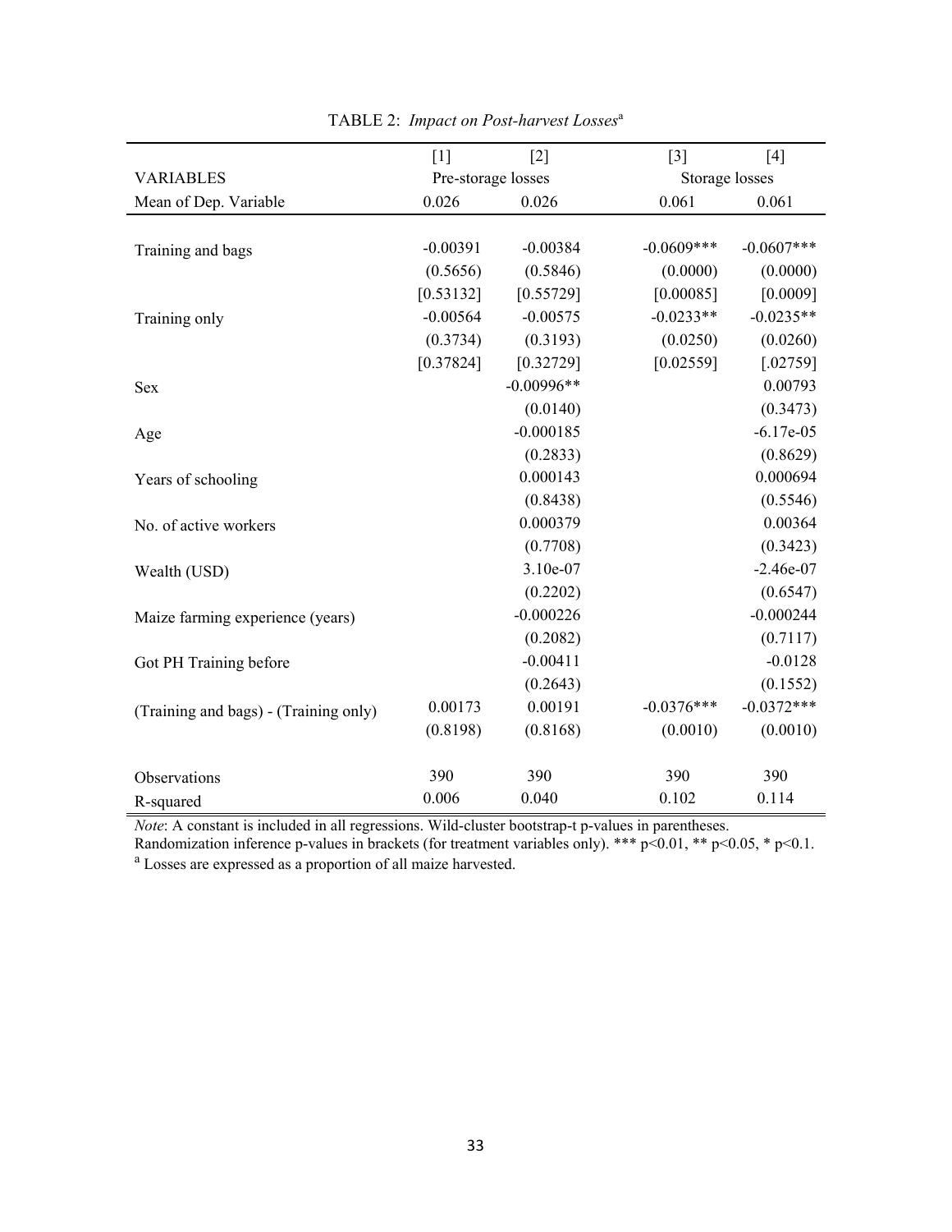TABLE 2: *Impact on Post-harvest Losses*[a]

| | [1] | [2] | [3] | [4] |
|---|---|---|---|---|
| VARIABLES | Pre-storage losses | | Storage losses | |
| Mean of Dep. Variable | 0.026 | 0.026 | 0.061 | 0.061 |
| Training and bags | -0.00391 | -0.00384 | -0.0609*** | -0.0607*** |
| | (0.5656) | (0.5846) | (0.0000) | (0.0000) |
| | [0.53132] | [0.55729] | [0.00085] | [0.0009] |
| Training only | -0.00564 | -0.00575 | -0.0233** | -0.0235** |
| | (0.3734) | (0.3193) | (0.0250) | (0.0260) |
| | [0.37824] | [0.32729] | [0.02559] | [.02759] |
| Sex | | -0.00996** | | 0.00793 |
| | | (0.0140) | | (0.3473) |
| Age | | -0.000185 | | -6.17e-05 |
| | | (0.2833) | | (0.8629) |
| Years of schooling | | 0.000143 | | 0.000694 |
| | | (0.8438) | | (0.5546) |
| No. of active workers | | 0.000379 | | 0.00364 |
| | | (0.7708) | | (0.3423) |
| Wealth (USD) | | 3.10e-07 | | -2.46e-07 |
| | | (0.2202) | | (0.6547) |
| Maize farming experience (years) | | -0.000226 | | -0.000244 |
| | | (0.2082) | | (0.7117) |
| Got PH Training before | | -0.00411 | | -0.0128 |
| | | (0.2643) | | (0.1552) |
| (Training and bags) - (Training only) | 0.00173 | 0.00191 | -0.0376*** | -0.0372*** |
| | (0.8198) | (0.8168) | (0.0010) | (0.0010) |
| Observations | 390 | 390 | 390 | 390 |
| R-squared | 0.006 | 0.040 | 0.102 | 0.114 |

*Note*: A constant is included in all regressions. Wild-cluster bootstrap-t p-values in parentheses. Randomization inference p-values in brackets (for treatment variables only). *** p<0.01, ** p<0.05, * p<0.1.
[a] Losses are expressed as a proportion of all maize harvested.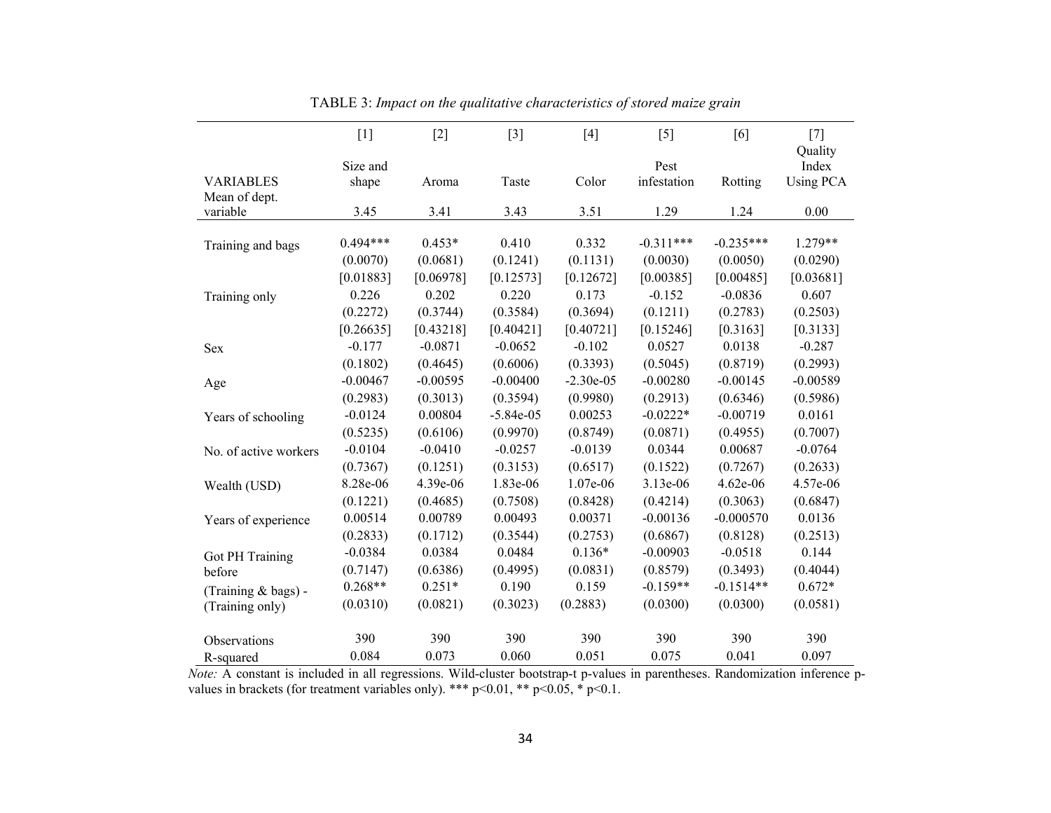TABLE 3: *Impact on the qualitative characteristics of stored maize grain*

| | [1] | [2] | [3] | [4] | [5] | [6] | [7] |
|---|---|---|---|---|---|---|---|
| VARIABLES | Size and shape | Aroma | Taste | Color | Pest infestation | Rotting | Quality Index Using PCA |
| Mean of dept. variable | 3.45 | 3.41 | 3.43 | 3.51 | 1.29 | 1.24 | 0.00 |
| Training and bags | 0.494*** | 0.453* | 0.410 | 0.332 | -0.311*** | -0.235*** | 1.279** |
| | (0.0070) | (0.0681) | (0.1241) | (0.1131) | (0.0030) | (0.0050) | (0.0290) |
| | [0.01883] | [0.06978] | [0.12573] | [0.12672] | [0.00385] | [0.00485] | [0.03681] |
| Training only | 0.226 | 0.202 | 0.220 | 0.173 | -0.152 | -0.0836 | 0.607 |
| | (0.2272) | (0.3744) | (0.3584) | (0.3694) | (0.1211) | (0.2783) | (0.2503) |
| | [0.26635] | [0.43218] | [0.40421] | [0.40721] | [0.15246] | [0.3163] | [0.3133] |
| Sex | -0.177 | -0.0871 | -0.0652 | -0.102 | 0.0527 | 0.0138 | -0.287 |
| | (0.1802) | (0.4645) | (0.6006) | (0.3393) | (0.5045) | (0.8719) | (0.2993) |
| Age | -0.00467 | -0.00595 | -0.00400 | -2.30e-05 | -0.00280 | -0.00145 | -0.00589 |
| | (0.2983) | (0.3013) | (0.3594) | (0.9980) | (0.2913) | (0.6346) | (0.5986) |
| Years of schooling | -0.0124 | 0.00804 | -5.84e-05 | 0.00253 | -0.0222* | -0.00719 | 0.0161 |
| | (0.5235) | (0.6106) | (0.9970) | (0.8749) | (0.0871) | (0.4955) | (0.7007) |
| No. of active workers | -0.0104 | -0.0410 | -0.0257 | -0.0139 | 0.0344 | 0.00687 | -0.0764 |
| | (0.7367) | (0.1251) | (0.3153) | (0.6517) | (0.1522) | (0.7267) | (0.2633) |
| Wealth (USD) | 8.28e-06 | 4.39e-06 | 1.83e-06 | 1.07e-06 | 3.13e-06 | 4.62e-06 | 4.57e-06 |
| | (0.1221) | (0.4685) | (0.7508) | (0.8428) | (0.4214) | (0.3063) | (0.6847) |
| Years of experience | 0.00514 | 0.00789 | 0.00493 | 0.00371 | -0.00136 | -0.000570 | 0.0136 |
| | (0.2833) | (0.1712) | (0.3544) | (0.2753) | (0.6867) | (0.8128) | (0.2513) |
| Got PH Training before | -0.0384 | 0.0384 | 0.0484 | 0.136* | -0.00903 | -0.0518 | 0.144 |
| | (0.7147) | (0.6386) | (0.4995) | (0.0831) | (0.8579) | (0.3493) | (0.4044) |
| (Training & bags) - (Training only) | 0.268** | 0.251* | 0.190 | 0.159 | -0.159** | -0.1514** | 0.672* |
| | (0.0310) | (0.0821) | (0.3023) | (0.2883) | (0.0300) | (0.0300) | (0.0581) |
| Observations | 390 | 390 | 390 | 390 | 390 | 390 | 390 |
| R-squared | 0.084 | 0.073 | 0.060 | 0.051 | 0.075 | 0.041 | 0.097 |

*Note:* A constant is included in all regressions. Wild-cluster bootstrap-t p-values in parentheses. Randomization inference p-values in brackets (for treatment variables only). *** p<0.01, ** p<0.05, * p<0.1.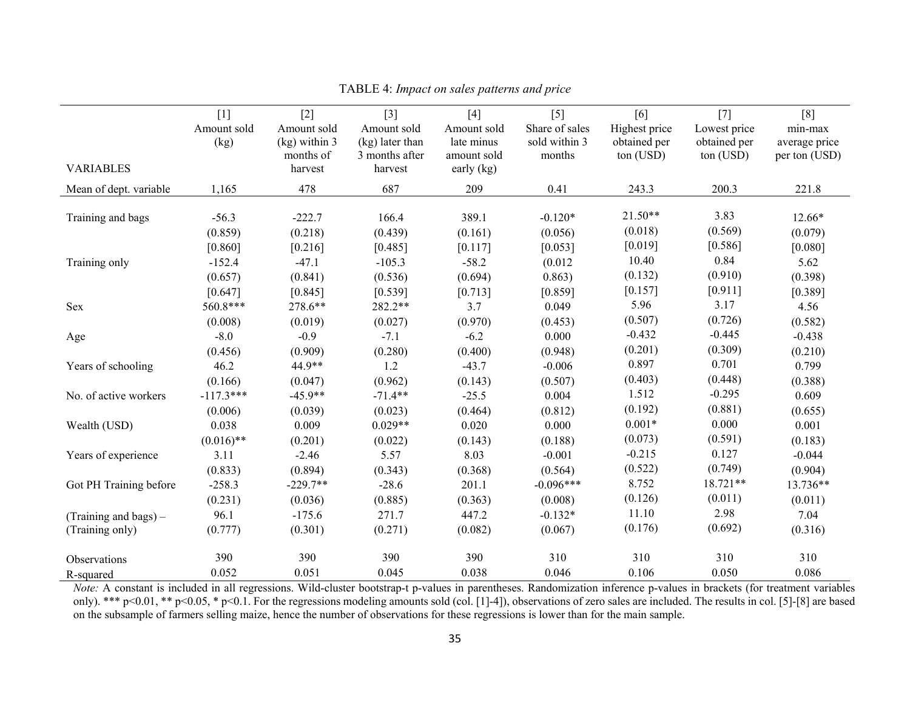TABLE 4: *Impact on sales patterns and price*

| VARIABLES | [1] Amount sold (kg) | [2] Amount sold (kg) within 3 months of harvest | [3] Amount sold (kg) later than 3 months after harvest | [4] Amount sold late minus amount sold early (kg) | [5] Share of sales sold within 3 months | [6] Highest price obtained per ton (USD) | [7] Lowest price obtained per ton (USD) | [8] min-max average price per ton (USD) |
|---|---|---|---|---|---|---|---|---|
| Mean of dept. variable | 1,165 | 478 | 687 | 209 | 0.41 | 243.3 | 200.3 | 221.8 |
| Training and bags | -56.3 | -222.7 | 166.4 | 389.1 | -0.120* | 21.50** | 3.83 | 12.66* |
| | (0.859) | (0.218) | (0.439) | (0.161) | (0.056) | (0.018) | (0.569) | (0.079) |
| | [0.860] | [0.216] | [0.485] | [0.117] | [0.053] | [0.019] | [0.586] | [0.080] |
| Training only | -152.4 | -47.1 | -105.3 | -58.2 | (0.012 | 10.40 | 0.84 | 5.62 |
| | (0.657) | (0.841) | (0.536) | (0.694) | 0.863) | (0.132) | (0.910) | (0.398) |
| | [0.647] | [0.845] | [0.539] | [0.713] | [0.859] | [0.157] | [0.911] | [0.389] |
| Sex | 560.8*** | 278.6** | 282.2** | 3.7 | 0.049 | 5.96 | 3.17 | 4.56 |
| | (0.008) | (0.019) | (0.027) | (0.970) | (0.453) | (0.507) | (0.726) | (0.582) |
| Age | -8.0 | -0.9 | -7.1 | -6.2 | 0.000 | -0.432 | -0.445 | -0.438 |
| | (0.456) | (0.909) | (0.280) | (0.400) | (0.948) | (0.201) | (0.309) | (0.210) |
| Years of schooling | 46.2 | 44.9** | 1.2 | -43.7 | -0.006 | 0.897 | 0.701 | 0.799 |
| | (0.166) | (0.047) | (0.962) | (0.143) | (0.507) | (0.403) | (0.448) | (0.388) |
| No. of active workers | -117.3*** | -45.9** | -71.4** | -25.5 | 0.004 | 1.512 | -0.295 | 0.609 |
| | (0.006) | (0.039) | (0.023) | (0.464) | (0.812) | (0.192) | (0.881) | (0.655) |
| Wealth (USD) | 0.038 | 0.009 | 0.029** | 0.020 | 0.000 | 0.001* | 0.000 | 0.001 |
| | (0.016)** | (0.201) | (0.022) | (0.143) | (0.188) | (0.073) | (0.591) | (0.183) |
| Years of experience | 3.11 | -2.46 | 5.57 | 8.03 | -0.001 | -0.215 | 0.127 | -0.044 |
| | (0.833) | (0.894) | (0.343) | (0.368) | (0.564) | (0.522) | (0.749) | (0.904) |
| Got PH Training before | -258.3 | -229.7** | -28.6 | 201.1 | -0.096*** | 8.752 | 18.721** | 13.736** |
| | (0.231) | (0.036) | (0.885) | (0.363) | (0.008) | (0.126) | (0.011) | (0.011) |
| (Training and bags) – (Training only) | 96.1 | -175.6 | 271.7 | 447.2 | -0.132* | 11.10 | 2.98 | 7.04 |
| | (0.777) | (0.301) | (0.271) | (0.082) | (0.067) | (0.176) | (0.692) | (0.316) |
| Observations | 390 | 390 | 390 | 390 | 310 | 310 | 310 | 310 |
| R-squared | 0.052 | 0.051 | 0.045 | 0.038 | 0.046 | 0.106 | 0.050 | 0.086 |

*Note:* A constant is included in all regressions. Wild-cluster bootstrap-t p-values in parentheses. Randomization inference p-values in brackets (for treatment variables only). *** p<0.01, ** p<0.05, * p<0.1. For the regressions modeling amounts sold (col. [1]-4]), observations of zero sales are included. The results in col. [5]-[8] are based on the subsample of farmers selling maize, hence the number of observations for these regressions is lower than for the main sample.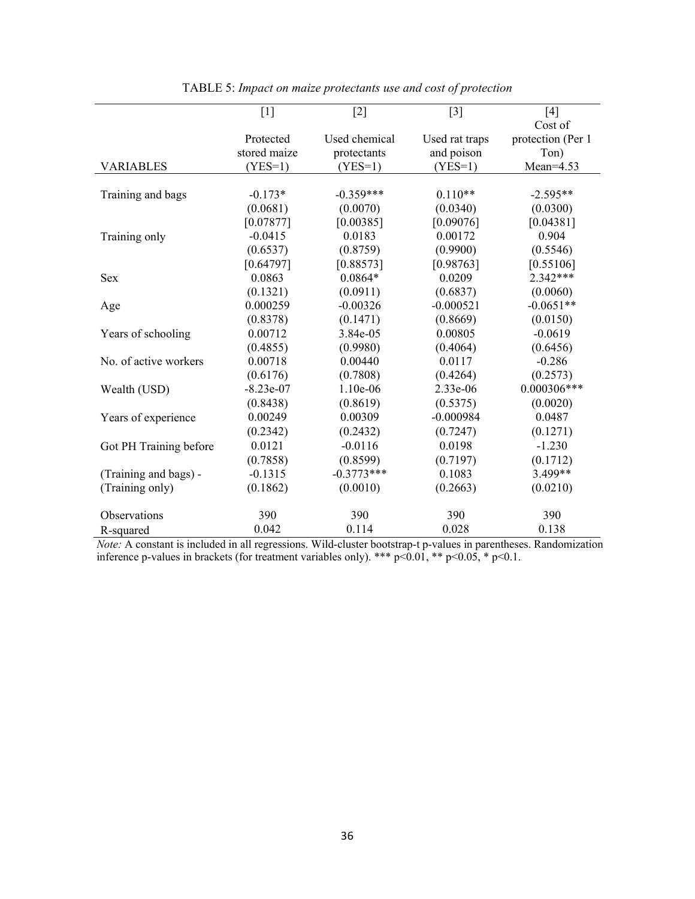TABLE 5: *Impact on maize protectants use and cost of protection*

| VARIABLES | [1] Protected stored maize (YES=1) | [2] Used chemical protectants (YES=1) | [3] Used rat traps and poison (YES=1) | [4] Cost of protection (Per 1 Ton) Mean=4.53 |
|---|---|---|---|---|
| Training and bags | -0.173* | -0.359*** | 0.110** | -2.595** |
| | (0.0681) | (0.0070) | (0.0340) | (0.0300) |
| | [0.07877] | [0.00385] | [0.09076] | [0.04381] |
| Training only | -0.0415 | 0.0183 | 0.00172 | 0.904 |
| | (0.6537) | (0.8759) | (0.9900) | (0.5546) |
| | [0.64797] | [0.88573] | [0.98763] | [0.55106] |
| Sex | 0.0863 | 0.0864* | 0.0209 | 2.342*** |
| | (0.1321) | (0.0911) | (0.6837) | (0.0060) |
| Age | 0.000259 | -0.00326 | -0.000521 | -0.0651** |
| | (0.8378) | (0.1471) | (0.8669) | (0.0150) |
| Years of schooling | 0.00712 | 3.84e-05 | 0.00805 | -0.0619 |
| | (0.4855) | (0.9980) | (0.4064) | (0.6456) |
| No. of active workers | 0.00718 | 0.00440 | 0.0117 | -0.286 |
| | (0.6176) | (0.7808) | (0.4264) | (0.2573) |
| Wealth (USD) | -8.23e-07 | 1.10e-06 | 2.33e-06 | 0.000306*** |
| | (0.8438) | (0.8619) | (0.5375) | (0.0020) |
| Years of experience | 0.00249 | 0.00309 | -0.000984 | 0.0487 |
| | (0.2342) | (0.2432) | (0.7247) | (0.1271) |
| Got PH Training before | 0.0121 | -0.0116 | 0.0198 | -1.230 |
| | (0.7858) | (0.8599) | (0.7197) | (0.1712) |
| (Training and bags) - (Training only) | -0.1315 | -0.3773*** | 0.1083 | 3.499** |
| | (0.1862) | (0.0010) | (0.2663) | (0.0210) |
| Observations | 390 | 390 | 390 | 390 |
| R-squared | 0.042 | 0.114 | 0.028 | 0.138 |

*Note:* A constant is included in all regressions. Wild-cluster bootstrap-t p-values in parentheses. Randomization inference p-values in brackets (for treatment variables only). *** p<0.01, ** p<0.05, * p<0.1.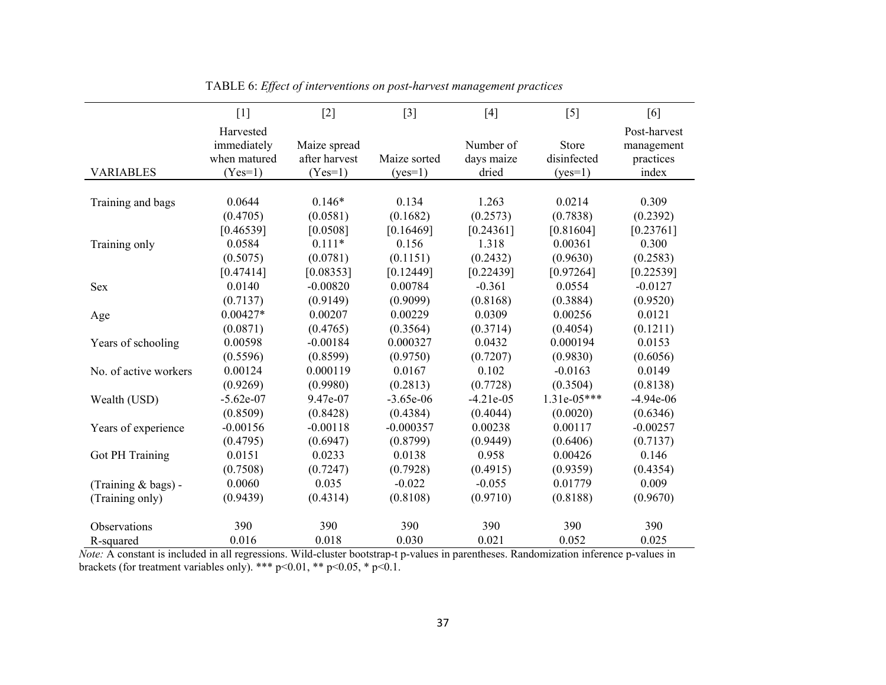TABLE 6: *Effect of interventions on post-harvest management practices*

| VARIABLES | [1] Harvested immediately when matured (Yes=1) | [2] Maize spread after harvest (Yes=1) | [3] Maize sorted (yes=1) | [4] Number of days maize dried | [5] Store disinfected (yes=1) | [6] Post-harvest management practices index |
|---|---|---|---|---|---|---|
| Training and bags | 0.0644 | 0.146* | 0.134 | 1.263 | 0.0214 | 0.309 |
| | (0.4705) | (0.0581) | (0.1682) | (0.2573) | (0.7838) | (0.2392) |
| | [0.46539] | [0.0508] | [0.16469] | [0.24361] | [0.81604] | [0.23761] |
| Training only | 0.0584 | 0.111* | 0.156 | 1.318 | 0.00361 | 0.300 |
| | (0.5075) | (0.0781) | (0.1151) | (0.2432) | (0.9630) | (0.2583) |
| | [0.47414] | [0.08353] | [0.12449] | [0.22439] | [0.97264] | [0.22539] |
| Sex | 0.0140 | -0.00820 | 0.00784 | -0.361 | 0.0554 | -0.0127 |
| | (0.7137) | (0.9149) | (0.9099) | (0.8168) | (0.3884) | (0.9520) |
| Age | 0.00427* | 0.00207 | 0.00229 | 0.0309 | 0.00256 | 0.0121 |
| | (0.0871) | (0.4765) | (0.3564) | (0.3714) | (0.4054) | (0.1211) |
| Years of schooling | 0.00598 | -0.00184 | 0.000327 | 0.0432 | 0.000194 | 0.0153 |
| | (0.5596) | (0.8599) | (0.9750) | (0.7207) | (0.9830) | (0.6056) |
| No. of active workers | 0.00124 | 0.000119 | 0.0167 | 0.102 | -0.0163 | 0.0149 |
| | (0.9269) | (0.9980) | (0.2813) | (0.7728) | (0.3504) | (0.8138) |
| Wealth (USD) | -5.62e-07 | 9.47e-07 | -3.65e-06 | -4.21e-05 | 1.31e-05*** | -4.94e-06 |
| | (0.8509) | (0.8428) | (0.4384) | (0.4044) | (0.0020) | (0.6346) |
| Years of experience | -0.00156 | -0.00118 | -0.000357 | 0.00238 | 0.00117 | -0.00257 |
| | (0.4795) | (0.6947) | (0.8799) | (0.9449) | (0.6406) | (0.7137) |
| Got PH Training | 0.0151 | 0.0233 | 0.0138 | 0.958 | 0.00426 | 0.146 |
| | (0.7508) | (0.7247) | (0.7928) | (0.4915) | (0.9359) | (0.4354) |
| (Training & bags) - (Training only) | 0.0060 | 0.035 | -0.022 | -0.055 | 0.01779 | 0.009 |
| | (0.9439) | (0.4314) | (0.8108) | (0.9710) | (0.8188) | (0.9670) |
| Observations | 390 | 390 | 390 | 390 | 390 | 390 |
| R-squared | 0.016 | 0.018 | 0.030 | 0.021 | 0.052 | 0.025 |

*Note:* A constant is included in all regressions. Wild-cluster bootstrap-t p-values in parentheses. Randomization inference p-values in brackets (for treatment variables only). *** p<0.01, ** p<0.05, * p<0.1.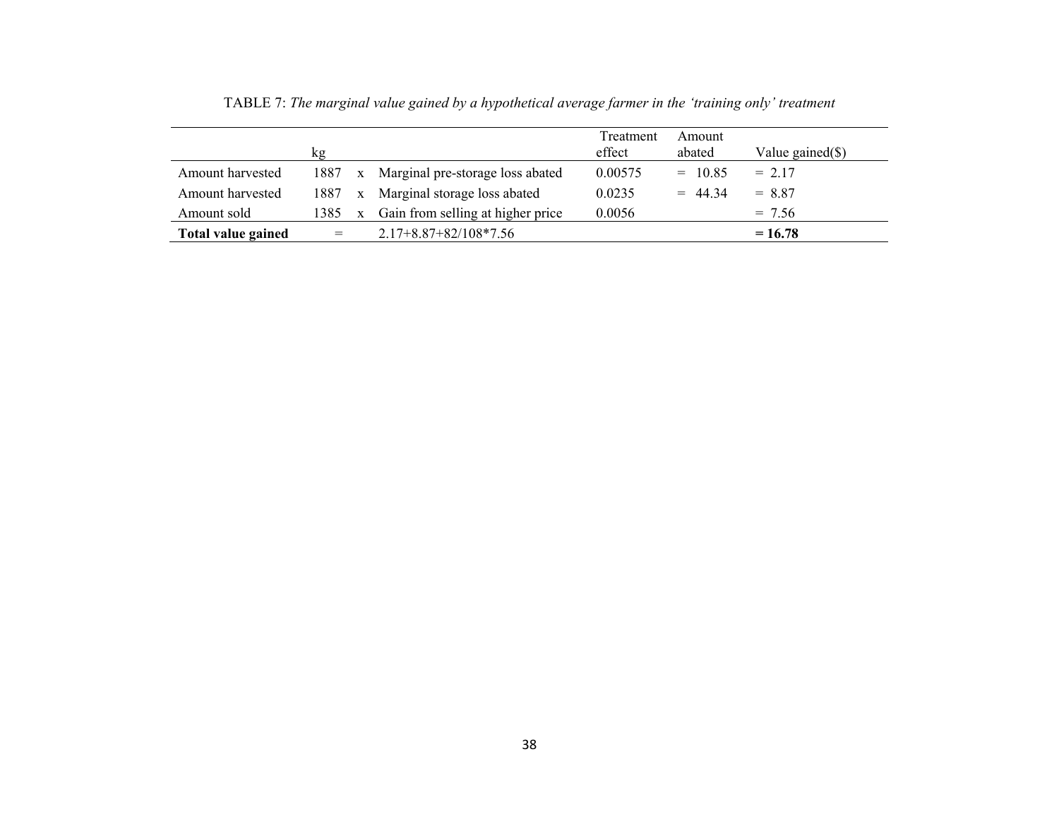TABLE 7: *The marginal value gained by a hypothetical average farmer in the 'training only' treatment*

| | kg | | | Treatment effect | Amount abated | Value gained($) |
|---|---|---|---|---|---|---|
| Amount harvested | 1887 | x | Marginal pre-storage loss abated | 0.00575 | = 10.85 | = 2.17 |
| Amount harvested | 1887 | x | Marginal storage loss abated | 0.0235 | = 44.34 | = 8.87 |
| Amount sold | 1385 | x | Gain from selling at higher price | 0.0056 | | = 7.56 |
| **Total value gained** | = | | 2.17+8.87+82/108*7.56 | | | **= 16.78** |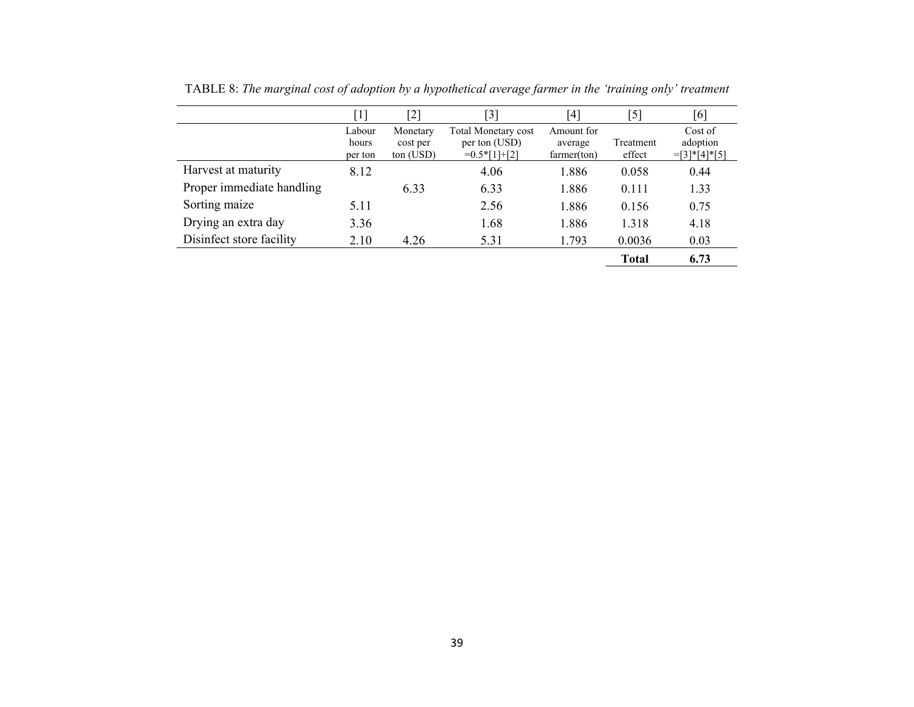TABLE 8: *The marginal cost of adoption by a hypothetical average farmer in the 'training only' treatment*

| | [1] | [2] | [3] | [4] | [5] | [6] |
|---|---|---|---|---|---|---|
| | Labour hours per ton | Monetary cost per ton (USD) | Total Monetary cost per ton (USD) =0.5*[1]+[2] | Amount for average farmer(ton) | Treatment effect | Cost of adoption =[3]*[4]*[5] |
| Harvest at maturity | 8.12 | | 4.06 | 1.886 | 0.058 | 0.44 |
| Proper immediate handling | | 6.33 | 6.33 | 1.886 | 0.111 | 1.33 |
| Sorting maize | 5.11 | | 2.56 | 1.886 | 0.156 | 0.75 |
| Drying an extra day | 3.36 | | 1.68 | 1.886 | 1.318 | 4.18 |
| Disinfect store facility | 2.10 | 4.26 | 5.31 | 1.793 | 0.0036 | 0.03 |
| | | | | | **Total** | **6.73** |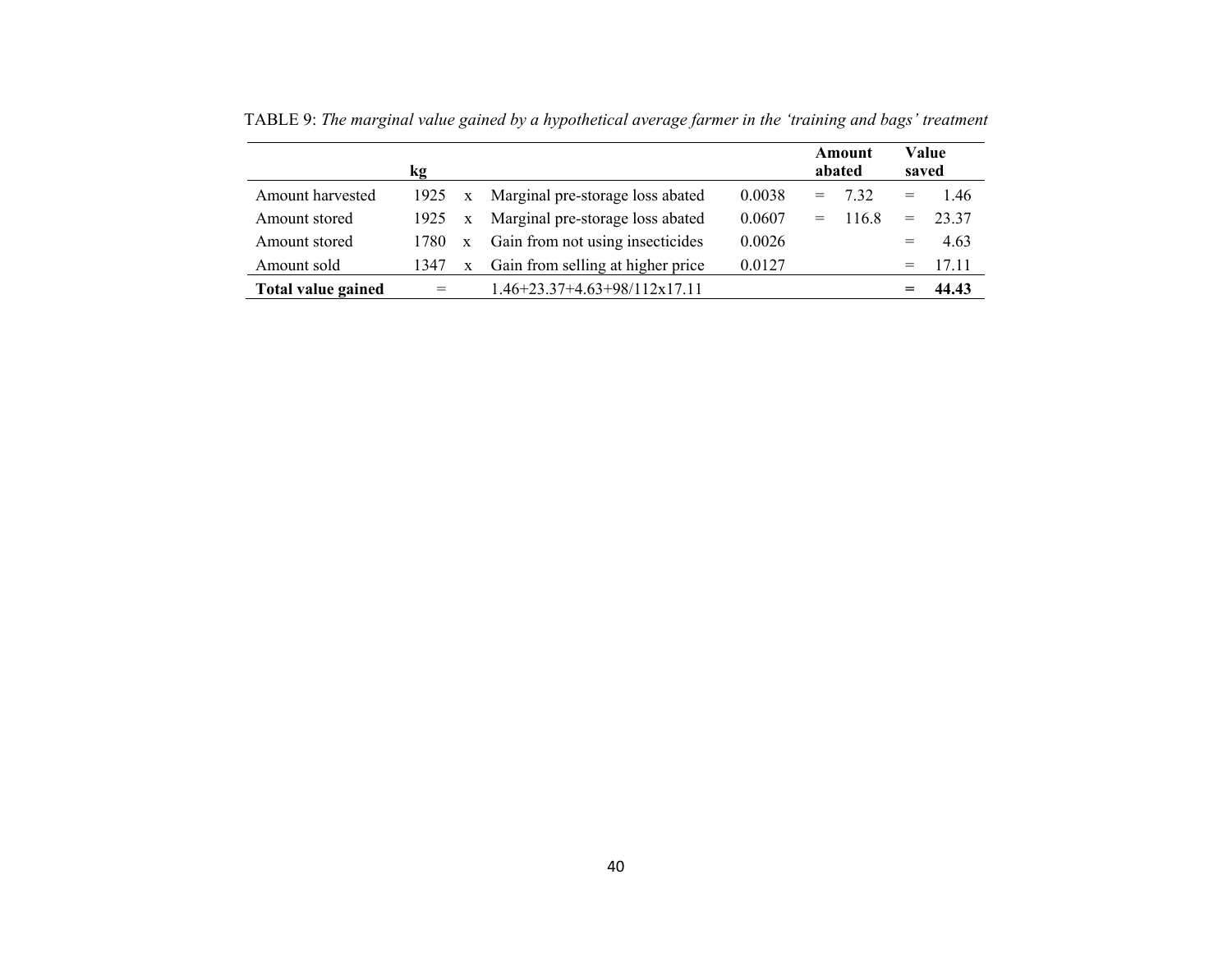TABLE 9: *The marginal value gained by a hypothetical average farmer in the 'training and bags' treatment*

| | **kg** | | | | | **Amount abated** | | **Value saved** |
|---|---|---|---|---|---|---|---|---|
| Amount harvested | 1925 | x | Marginal pre-storage loss abated | 0.0038 | = | 7.32 | = | 1.46 |
| Amount stored | 1925 | x | Marginal pre-storage loss abated | 0.0607 | = | 116.8 | = | 23.37 |
| Amount stored | 1780 | x | Gain from not using insecticides | 0.0026 | | | = | 4.63 |
| Amount sold | 1347 | x | Gain from selling at higher price | 0.0127 | | | = | 17.11 |
| **Total value gained** | = | | 1.46+23.37+4.63+98/112x17.11 | | | | **=** | **44.43** |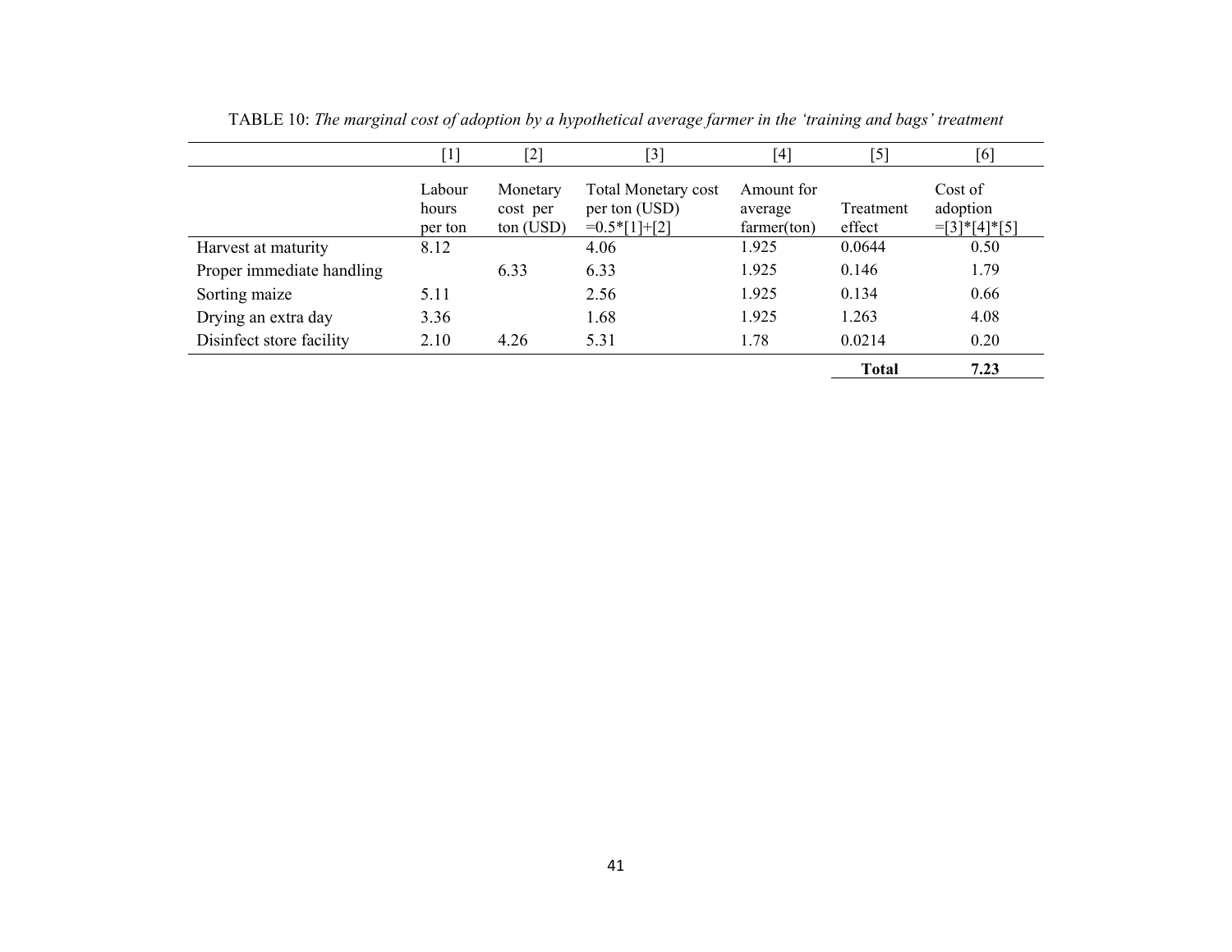TABLE 10: *The marginal cost of adoption by a hypothetical average farmer in the 'training and bags' treatment*

| | [1] | [2] | [3] | [4] | [5] | [6] |
|---|---|---|---|---|---|---|
| | Labour hours per ton | Monetary cost per ton (USD) | Total Monetary cost per ton (USD) =0.5*[1]+[2] | Amount for average farmer(ton) | Treatment effect | Cost of adoption =[3]*[4]*[5] |
| Harvest at maturity | 8.12 | | 4.06 | 1.925 | 0.0644 | 0.50 |
| Proper immediate handling | | 6.33 | 6.33 | 1.925 | 0.146 | 1.79 |
| Sorting maize | 5.11 | | 2.56 | 1.925 | 0.134 | 0.66 |
| Drying an extra day | 3.36 | | 1.68 | 1.925 | 1.263 | 4.08 |
| Disinfect store facility | 2.10 | 4.26 | 5.31 | 1.78 | 0.0214 | 0.20 |
| | | | | | **Total** | **7.23** |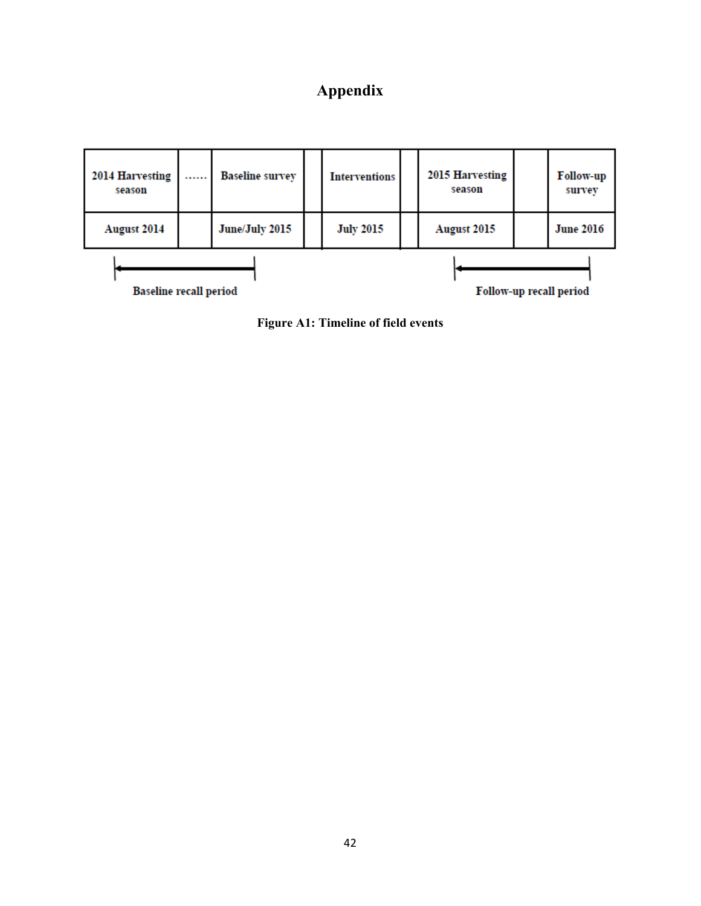# Appendix

| 2014 Harvesting season | …… | Baseline survey | | Interventions | | 2015 Harvesting season | | Follow-up survey |
|---|---|---|---|---|---|---|---|---|
| August 2014 | | June/July 2015 | | July 2015 | | August 2015 | | June 2016 |

Baseline recall period

Follow-up recall period

**Figure A1: Timeline of field events**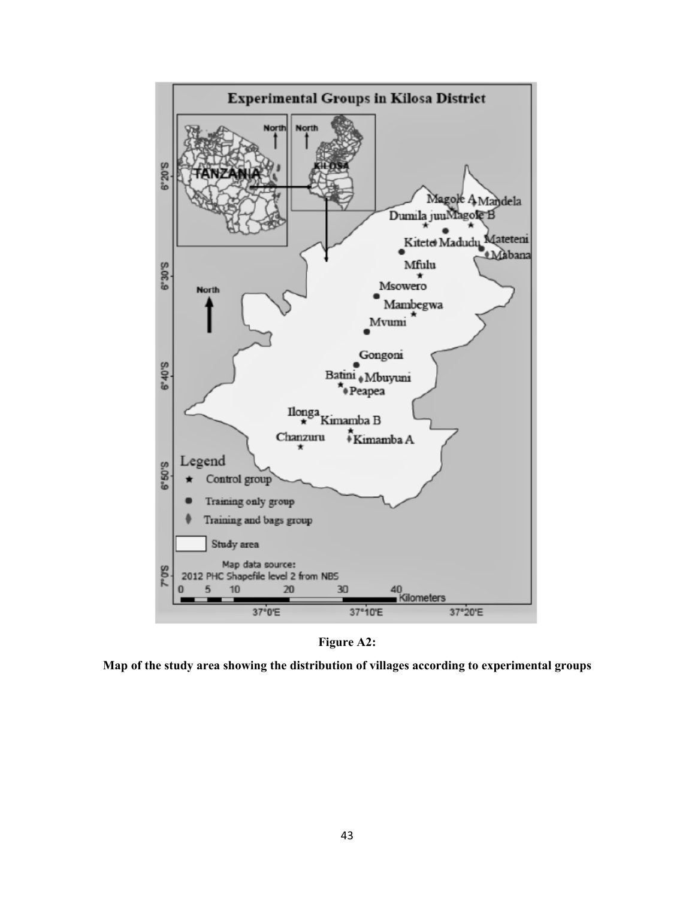Experimental Groups in Kilosa District

TANZANIA

KILOSA

North

North

North

Magole A

Mandela

Dumila juu

Magole B

Kitete

Madudu

Mateteni

Mabana

Mfulu

Msowero

Mambegwa

Mvumi

Gongoni

Batini

Mbuyuni

Peapea

Ilonga

Kimamba B

Chanzuru

Kimamba A

Legend

Control group

Training only group

Training and bags group

Study area

Map data source:
2012 PHC Shapefile level 2 from NBS

0 5 10 20 30 40 Kilometers

6°20'S

6°30'S

6°40'S

6°50'S

7°0'S

37°0'E

37°10'E

37°20'E

**Figure A2:**

**Map of the study area showing the distribution of villages according to experimental groups**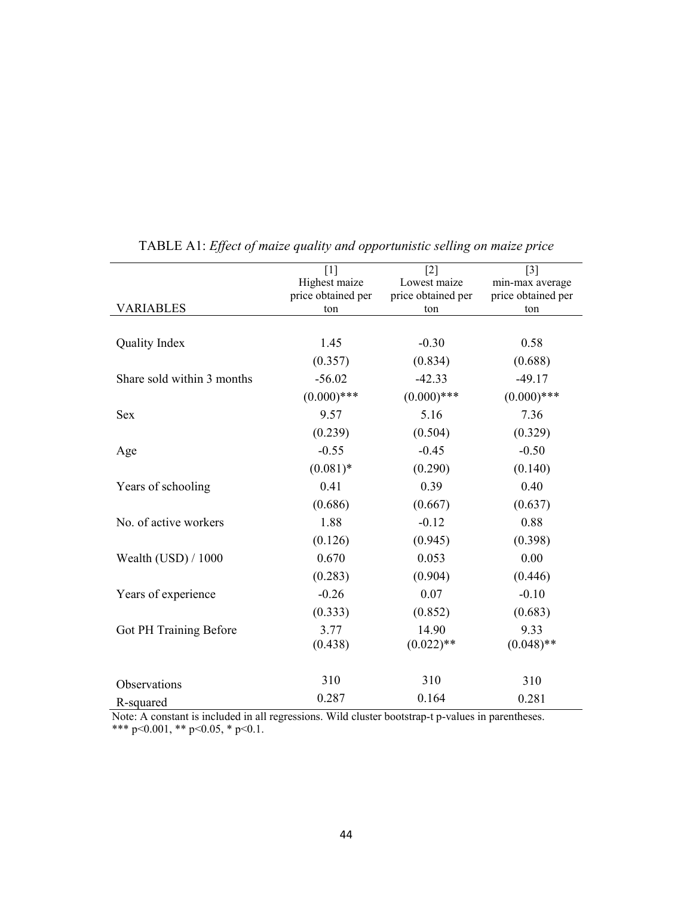TABLE A1: *Effect of maize quality and opportunistic selling on maize price*

| VARIABLES | [1] Highest maize price obtained per ton | [2] Lowest maize price obtained per ton | [3] min-max average price obtained per ton |
|---|---|---|---|
| Quality Index | 1.45 | -0.30 | 0.58 |
| | (0.357) | (0.834) | (0.688) |
| Share sold within 3 months | -56.02 | -42.33 | -49.17 |
| | (0.000)*** | (0.000)*** | (0.000)*** |
| Sex | 9.57 | 5.16 | 7.36 |
| | (0.239) | (0.504) | (0.329) |
| Age | -0.55 | -0.45 | -0.50 |
| | (0.081)* | (0.290) | (0.140) |
| Years of schooling | 0.41 | 0.39 | 0.40 |
| | (0.686) | (0.667) | (0.637) |
| No. of active workers | 1.88 | -0.12 | 0.88 |
| | (0.126) | (0.945) | (0.398) |
| Wealth (USD) / 1000 | 0.670 | 0.053 | 0.00 |
| | (0.283) | (0.904) | (0.446) |
| Years of experience | -0.26 | 0.07 | -0.10 |
| | (0.333) | (0.852) | (0.683) |
| Got PH Training Before | 3.77 | 14.90 | 9.33 |
| | (0.438) | (0.022)** | (0.048)** |
| Observations | 310 | 310 | 310 |
| R-squared | 0.287 | 0.164 | 0.281 |

Note: A constant is included in all regressions. Wild cluster bootstrap-t p-values in parentheses.
*** p<0.001, ** p<0.05, * p<0.1.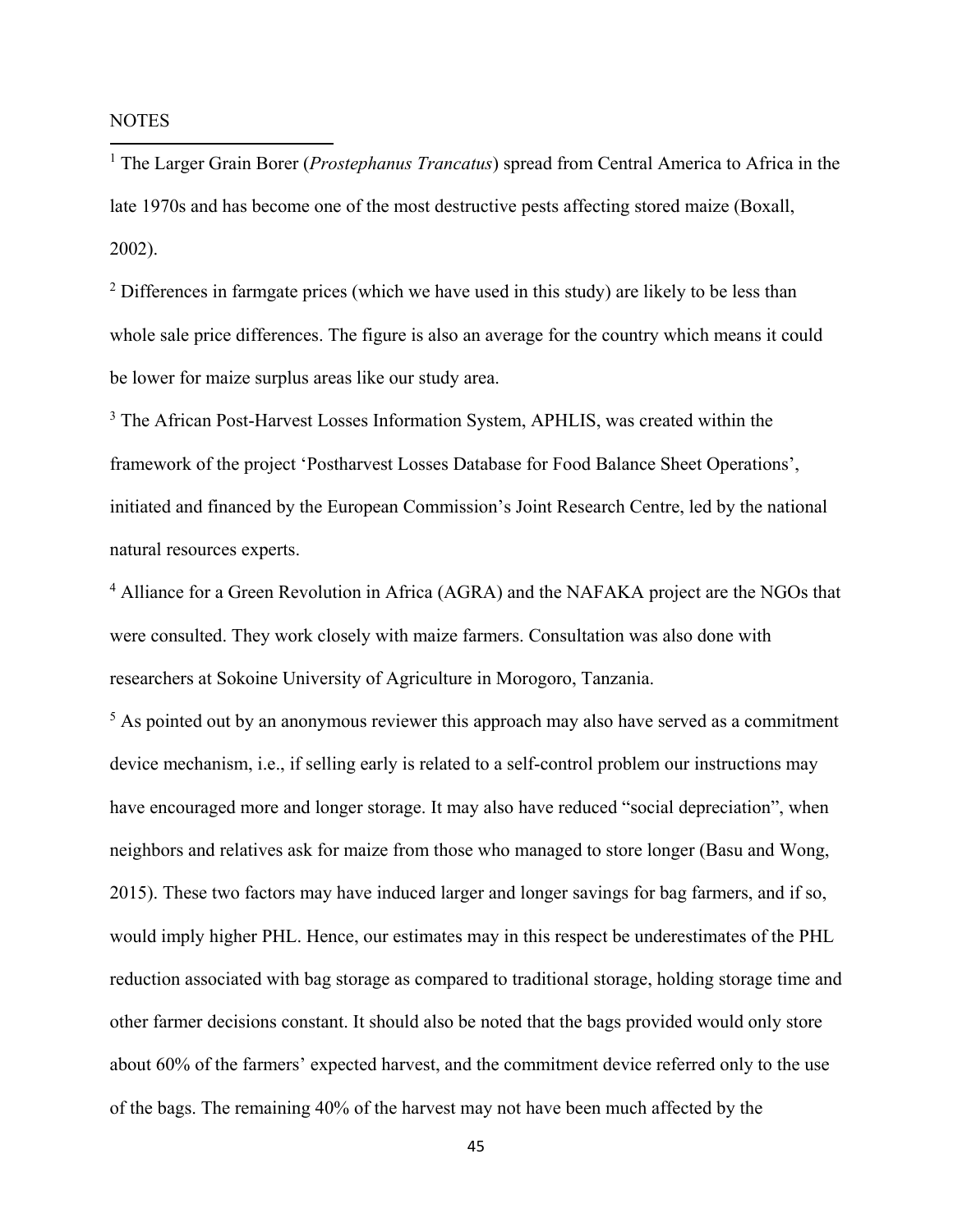NOTES

[1] The Larger Grain Borer (*Prostephanus Trancatus*) spread from Central America to Africa in the late 1970s and has become one of the most destructive pests affecting stored maize (Boxall, 2002).

[2] Differences in farmgate prices (which we have used in this study) are likely to be less than whole sale price differences. The figure is also an average for the country which means it could be lower for maize surplus areas like our study area.

[3] The African Post-Harvest Losses Information System, APHLIS, was created within the framework of the project 'Postharvest Losses Database for Food Balance Sheet Operations', initiated and financed by the European Commission's Joint Research Centre, led by the national natural resources experts.

[4] Alliance for a Green Revolution in Africa (AGRA) and the NAFAKA project are the NGOs that were consulted. They work closely with maize farmers. Consultation was also done with researchers at Sokoine University of Agriculture in Morogoro, Tanzania.

[5] As pointed out by an anonymous reviewer this approach may also have served as a commitment device mechanism, i.e., if selling early is related to a self-control problem our instructions may have encouraged more and longer storage. It may also have reduced "social depreciation", when neighbors and relatives ask for maize from those who managed to store longer (Basu and Wong, 2015). These two factors may have induced larger and longer savings for bag farmers, and if so, would imply higher PHL. Hence, our estimates may in this respect be underestimates of the PHL reduction associated with bag storage as compared to traditional storage, holding storage time and other farmer decisions constant. It should also be noted that the bags provided would only store about 60% of the farmers' expected harvest, and the commitment device referred only to the use of the bags. The remaining 40% of the harvest may not have been much affected by the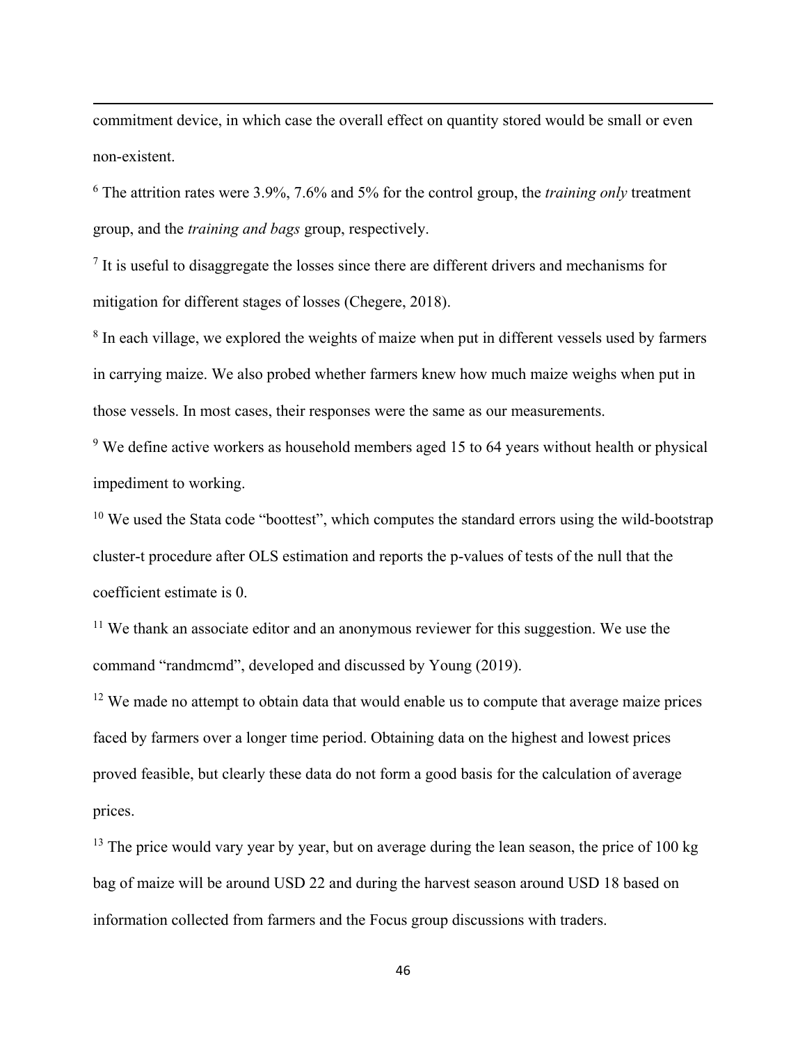commitment device, in which case the overall effect on quantity stored would be small or even non-existent.

[6] The attrition rates were 3.9%, 7.6% and 5% for the control group, the *training only* treatment group, and the *training and bags* group, respectively.

[7] It is useful to disaggregate the losses since there are different drivers and mechanisms for mitigation for different stages of losses (Chegere, 2018).

[8] In each village, we explored the weights of maize when put in different vessels used by farmers in carrying maize. We also probed whether farmers knew how much maize weighs when put in those vessels. In most cases, their responses were the same as our measurements.

[9] We define active workers as household members aged 15 to 64 years without health or physical impediment to working.

[10] We used the Stata code "boottest", which computes the standard errors using the wild-bootstrap cluster-t procedure after OLS estimation and reports the p-values of tests of the null that the coefficient estimate is 0.

[11] We thank an associate editor and an anonymous reviewer for this suggestion. We use the command "randmcmd", developed and discussed by Young (2019).

[12] We made no attempt to obtain data that would enable us to compute that average maize prices faced by farmers over a longer time period. Obtaining data on the highest and lowest prices proved feasible, but clearly these data do not form a good basis for the calculation of average prices.

[13] The price would vary year by year, but on average during the lean season, the price of 100 kg bag of maize will be around USD 22 and during the harvest season around USD 18 based on information collected from farmers and the Focus group discussions with traders.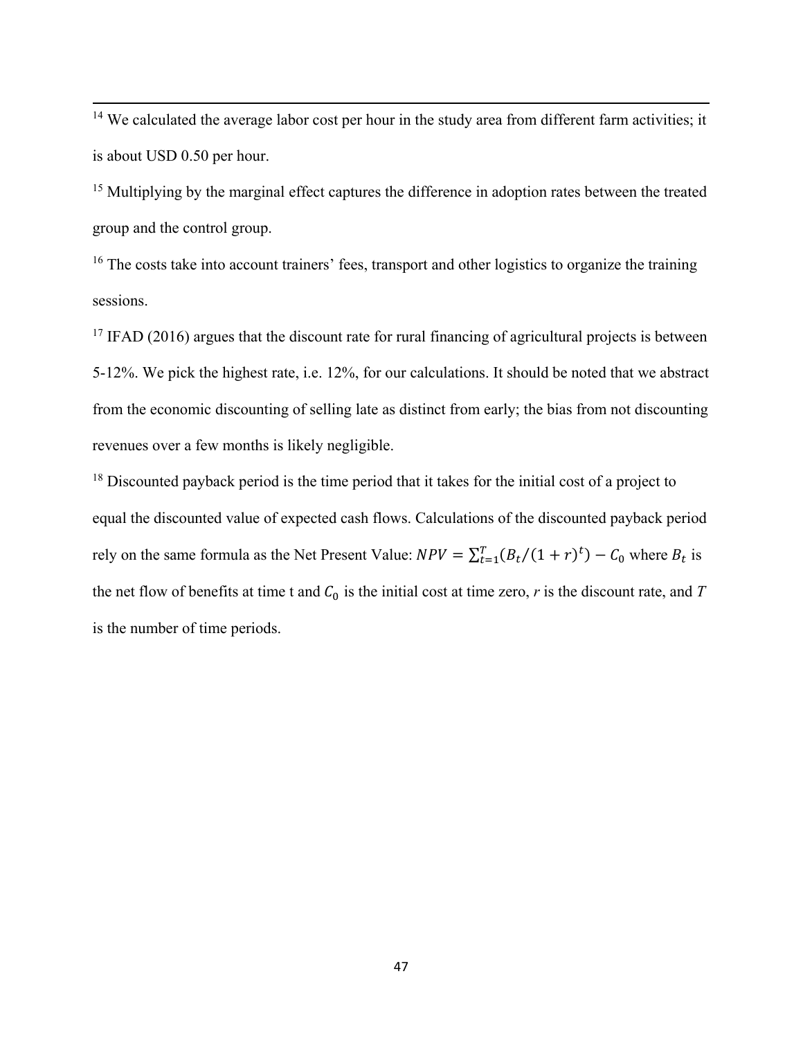[14] We calculated the average labor cost per hour in the study area from different farm activities; it is about USD 0.50 per hour.

[15] Multiplying by the marginal effect captures the difference in adoption rates between the treated group and the control group.

[16] The costs take into account trainers' fees, transport and other logistics to organize the training sessions.

[17] IFAD (2016) argues that the discount rate for rural financing of agricultural projects is between 5-12%. We pick the highest rate, i.e. 12%, for our calculations. It should be noted that we abstract from the economic discounting of selling late as distinct from early; the bias from not discounting revenues over a few months is likely negligible.

[18] Discounted payback period is the time period that it takes for the initial cost of a project to equal the discounted value of expected cash flows. Calculations of the discounted payback period rely on the same formula as the Net Present Value: $NPV = \sum_{t=1}^{T}(B_t/(1+r)^t) - C_0$ where $B_t$ is the net flow of benefits at time t and $C_0$ is the initial cost at time zero, $r$ is the discount rate, and $T$ is the number of time periods.